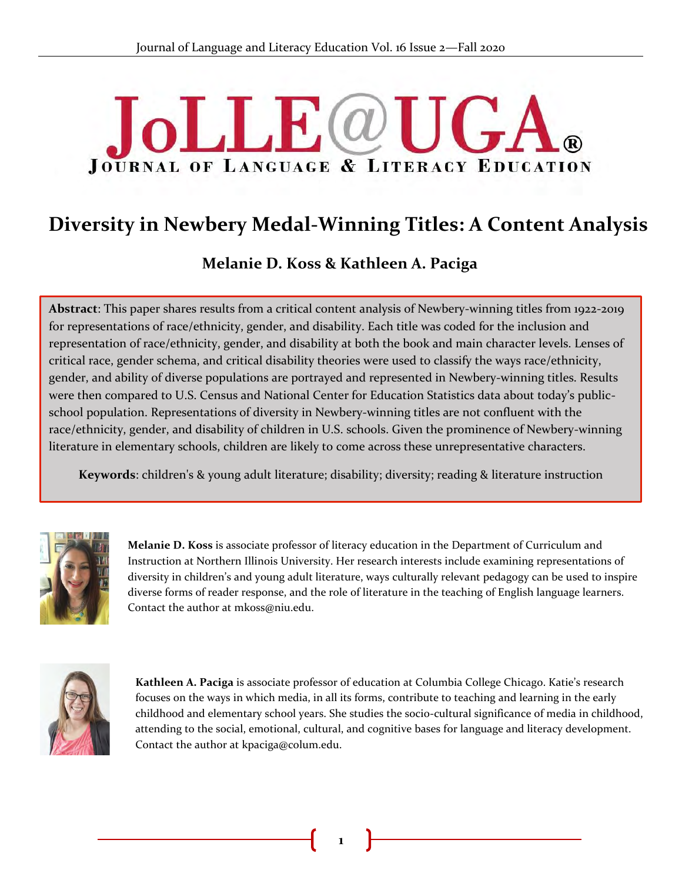# Diversity in Newbery Medal-Winning Titles: A Content Analysis

## Melanie D. Koss & Kathleen A. Paciga

**Abstract**: This paper shares results from a critical content analysis of Newbery-winning titles from 1922-2019 for representations of race/ethnicity, gender, and disability. Each title was coded for the inclusion and representation of race/ethnicity, gender, and disability at both the book and main character levels. Lenses of critical race, gender schema, and critical disability theories were used to classify the ways race/ethnicity, gender, and ability of diverse populations are portrayed and represented in Newbery-winning titles. Results were then compared to U.S. Census and National Center for Education Statistics data about today's public-school population. Representations of diversity in Newbery-winning titles are not confluent with the race/ethnicity, gender, and disability of children in U.S. schools. Given the prominence of Newbery-winning literature in elementary schools, children are likely to come across these unrepresentative characters.

**Keywords**: children's & young adult literature; disability; diversity; reading & literature instruction

**Melanie D. Koss** is associate professor of literacy education in the Department of Curriculum and Instruction at Northern Illinois University. Her research interests include examining representations of diversity in children's and young adult literature, ways culturally relevant pedagogy can be used to inspire diverse forms of reader response, and the role of literature in the teaching of English language learners. Contact the author at mkoss@niu.edu.

**Kathleen A. Paciga** is associate professor of education at Columbia College Chicago. Katie's research focuses on the ways in which media, in all its forms, contribute to teaching and learning in the early childhood and elementary school years. She studies the socio-cultural significance of media in childhood, attending to the social, emotional, cultural, and cognitive bases for language and literacy development. Contact the author at kpaciga@colum.edu.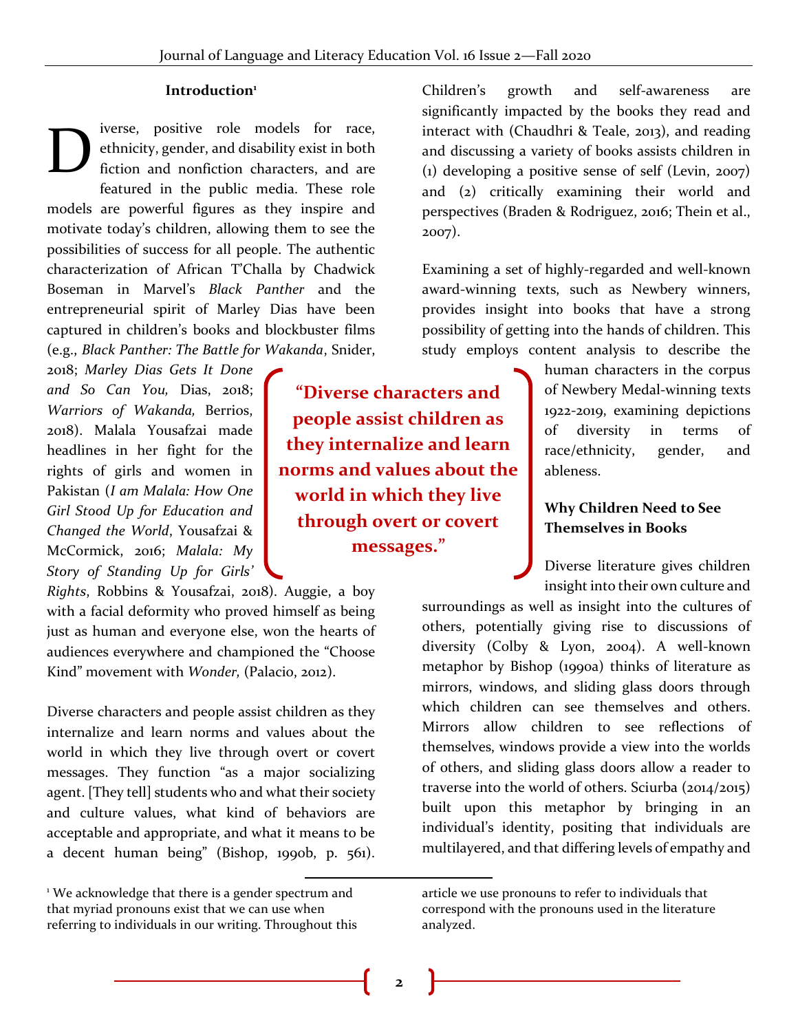## Introduction[1]

Diverse, positive role models for race, ethnicity, gender, and disability exist in both fiction and nonfiction characters, and are featured in the public media. These role models are powerful figures as they inspire and motivate today's children, allowing them to see the possibilities of success for all people. The authentic characterization of African T'Challa by Chadwick Boseman in Marvel's *Black Panther* and the entrepreneurial spirit of Marley Dias have been captured in children's books and blockbuster films (e.g., *Black Panther: The Battle for Wakanda*, Snider, 2018; *Marley Dias Gets It Done and So Can You,* Dias, 2018; *Warriors of Wakanda,* Berrios, 2018). Malala Yousafzai made headlines in her fight for the rights of girls and women in Pakistan (*I am Malala: How One Girl Stood Up for Education and Changed the World*, Yousafzai & McCormick, 2016; *Malala: My Story of Standing Up for Girls' Rights*, Robbins & Yousafzai, 2018). Auggie, a boy with a facial deformity who proved himself as being just as human and everyone else, won the hearts of audiences everywhere and championed the "Choose Kind" movement with *Wonder,* (Palacio, 2012).

> **"Diverse characters and people assist children as they internalize and learn norms and values about the world in which they live through overt or covert messages."**

Diverse characters and people assist children as they internalize and learn norms and values about the world in which they live through overt or covert messages. They function "as a major socializing agent. [They tell] students who and what their society and culture values, what kind of behaviors are acceptable and appropriate, and what it means to be a decent human being" (Bishop, 1990b, p. 561). Children's growth and self-awareness are significantly impacted by the books they read and interact with (Chaudhri & Teale, 2013), and reading and discussing a variety of books assists children in (1) developing a positive sense of self (Levin, 2007) and (2) critically examining their world and perspectives (Braden & Rodriguez, 2016; Thein et al., 2007).

Examining a set of highly-regarded and well-known award-winning texts, such as Newbery winners, provides insight into books that have a strong possibility of getting into the hands of children. This study employs content analysis to describe the human characters in the corpus of Newbery Medal-winning texts 1922-2019, examining depictions of diversity in terms of race/ethnicity, gender, and ableness.

### Why Children Need to See Themselves in Books

Diverse literature gives children insight into their own culture and surroundings as well as insight into the cultures of others, potentially giving rise to discussions of diversity (Colby & Lyon, 2004). A well-known metaphor by Bishop (1990a) thinks of literature as mirrors, windows, and sliding glass doors through which children can see themselves and others. Mirrors allow children to see reflections of themselves, windows provide a view into the worlds of others, and sliding glass doors allow a reader to traverse into the world of others. Sciurba (2014/2015) built upon this metaphor by bringing in an individual's identity, positing that individuals are multilayered, and that differing levels of empathy and

---

[1] We acknowledge that there is a gender spectrum and that myriad pronouns exist that we can use when referring to individuals in our writing. Throughout this article we use pronouns to refer to individuals that correspond with the pronouns used in the literature analyzed.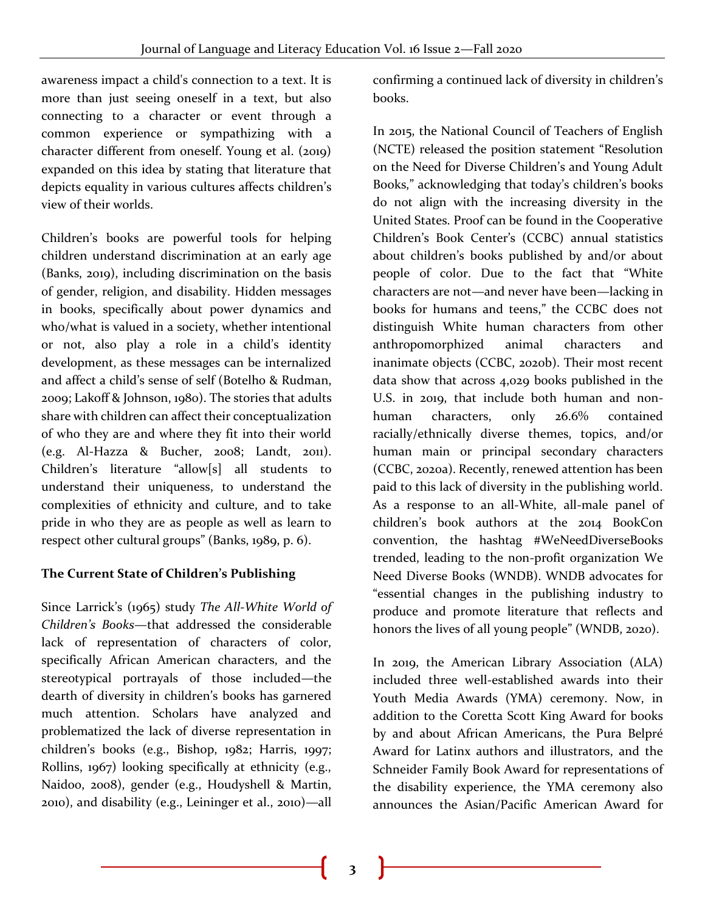awareness impact a child's connection to a text. It is more than just seeing oneself in a text, but also connecting to a character or event through a common experience or sympathizing with a character different from oneself. Young et al. (2019) expanded on this idea by stating that literature that depicts equality in various cultures affects children's view of their worlds.

Children's books are powerful tools for helping children understand discrimination at an early age (Banks, 2019), including discrimination on the basis of gender, religion, and disability. Hidden messages in books, specifically about power dynamics and who/what is valued in a society, whether intentional or not, also play a role in a child's identity development, as these messages can be internalized and affect a child's sense of self (Botelho & Rudman, 2009; Lakoff & Johnson, 1980). The stories that adults share with children can affect their conceptualization of who they are and where they fit into their world (e.g. Al-Hazza & Bucher, 2008; Landt, 2011). Children's literature "allow[s] all students to understand their uniqueness, to understand the complexities of ethnicity and culture, and to take pride in who they are as people as well as learn to respect other cultural groups" (Banks, 1989, p. 6).

## The Current State of Children's Publishing

Since Larrick's (1965) study *The All-White World of Children's Books*—that addressed the considerable lack of representation of characters of color, specifically African American characters, and the stereotypical portrayals of those included—the dearth of diversity in children's books has garnered much attention. Scholars have analyzed and problematized the lack of diverse representation in children's books (e.g., Bishop, 1982; Harris, 1997; Rollins, 1967) looking specifically at ethnicity (e.g., Naidoo, 2008), gender (e.g., Houdyshell & Martin, 2010), and disability (e.g., Leininger et al., 2010)—all confirming a continued lack of diversity in children's books.

In 2015, the National Council of Teachers of English (NCTE) released the position statement "Resolution on the Need for Diverse Children's and Young Adult Books," acknowledging that today's children's books do not align with the increasing diversity in the United States. Proof can be found in the Cooperative Children's Book Center's (CCBC) annual statistics about children's books published by and/or about people of color. Due to the fact that "White characters are not—and never have been—lacking in books for humans and teens," the CCBC does not distinguish White human characters from other anthropomorphized animal characters and inanimate objects (CCBC, 2020b). Their most recent data show that across 4,029 books published in the U.S. in 2019, that include both human and non-human characters, only 26.6% contained racially/ethnically diverse themes, topics, and/or human main or principal secondary characters (CCBC, 2020a). Recently, renewed attention has been paid to this lack of diversity in the publishing world. As a response to an all-White, all-male panel of children's book authors at the 2014 BookCon convention, the hashtag #WeNeedDiverseBooks trended, leading to the non-profit organization We Need Diverse Books (WNDB). WNDB advocates for "essential changes in the publishing industry to produce and promote literature that reflects and honors the lives of all young people" (WNDB, 2020).

In 2019, the American Library Association (ALA) included three well-established awards into their Youth Media Awards (YMA) ceremony. Now, in addition to the Coretta Scott King Award for books by and about African Americans, the Pura Belpré Award for Latinx authors and illustrators, and the Schneider Family Book Award for representations of the disability experience, the YMA ceremony also announces the Asian/Pacific American Award for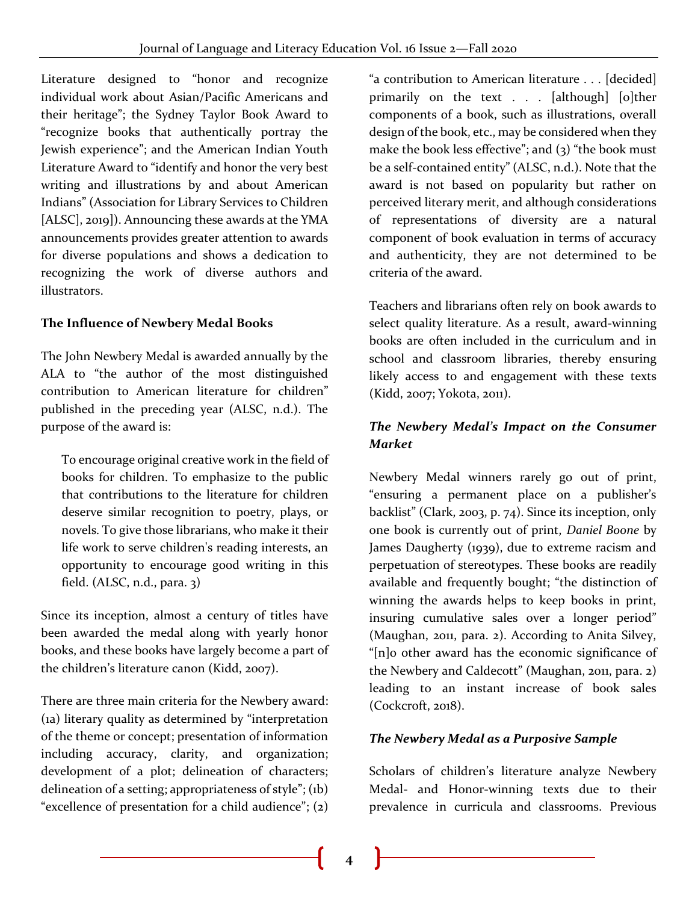Literature designed to "honor and recognize individual work about Asian/Pacific Americans and their heritage"; the Sydney Taylor Book Award to "recognize books that authentically portray the Jewish experience"; and the American Indian Youth Literature Award to "identify and honor the very best writing and illustrations by and about American Indians" (Association for Library Services to Children [ALSC], 2019]). Announcing these awards at the YMA announcements provides greater attention to awards for diverse populations and shows a dedication to recognizing the work of diverse authors and illustrators.

**The Influence of Newbery Medal Books**

The John Newbery Medal is awarded annually by the ALA to "the author of the most distinguished contribution to American literature for children" published in the preceding year (ALSC, n.d.). The purpose of the award is:

> To encourage original creative work in the field of books for children. To emphasize to the public that contributions to the literature for children deserve similar recognition to poetry, plays, or novels. To give those librarians, who make it their life work to serve children's reading interests, an opportunity to encourage good writing in this field. (ALSC, n.d., para. 3)

Since its inception, almost a century of titles have been awarded the medal along with yearly honor books, and these books have largely become a part of the children's literature canon (Kidd, 2007).

There are three main criteria for the Newbery award: (1a) literary quality as determined by "interpretation of the theme or concept; presentation of information including accuracy, clarity, and organization; development of a plot; delineation of characters; delineation of a setting; appropriateness of style"; (1b) "excellence of presentation for a child audience"; (2) "a contribution to American literature . . . [decided] primarily on the text . . . [although] [o]ther components of a book, such as illustrations, overall design of the book, etc., may be considered when they make the book less effective"; and (3) "the book must be a self-contained entity" (ALSC, n.d.). Note that the award is not based on popularity but rather on perceived literary merit, and although considerations of representations of diversity are a natural component of book evaluation in terms of accuracy and authenticity, they are not determined to be criteria of the award.

Teachers and librarians often rely on book awards to select quality literature. As a result, award-winning books are often included in the curriculum and in school and classroom libraries, thereby ensuring likely access to and engagement with these texts (Kidd, 2007; Yokota, 2011).

***The Newbery Medal's Impact on the Consumer Market***

Newbery Medal winners rarely go out of print, "ensuring a permanent place on a publisher's backlist" (Clark, 2003, p. 74). Since its inception, only one book is currently out of print, *Daniel Boone* by James Daugherty (1939), due to extreme racism and perpetuation of stereotypes. These books are readily available and frequently bought; "the distinction of winning the awards helps to keep books in print, insuring cumulative sales over a longer period" (Maughan, 2011, para. 2). According to Anita Silvey, "[n]o other award has the economic significance of the Newbery and Caldecott" (Maughan, 2011, para. 2) leading to an instant increase of book sales (Cockcroft, 2018).

***The Newbery Medal as a Purposive Sample***

Scholars of children's literature analyze Newbery Medal- and Honor-winning texts due to their prevalence in curricula and classrooms. Previous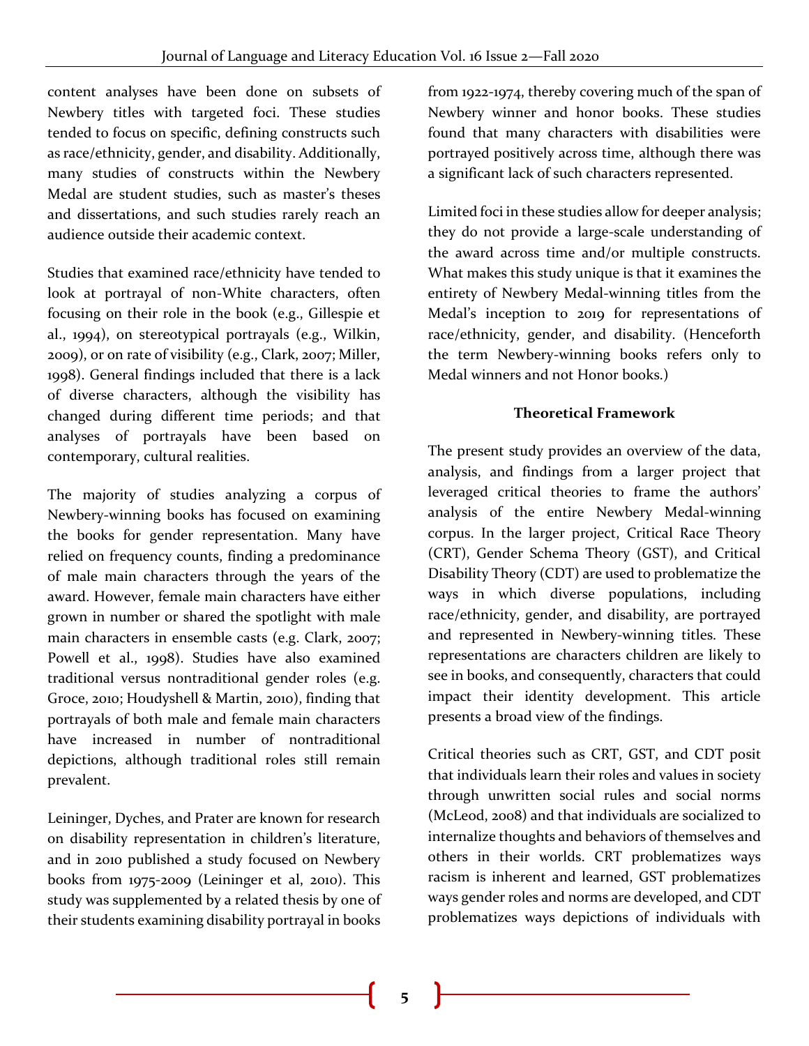content analyses have been done on subsets of Newbery titles with targeted foci. These studies tended to focus on specific, defining constructs such as race/ethnicity, gender, and disability. Additionally, many studies of constructs within the Newbery Medal are student studies, such as master's theses and dissertations, and such studies rarely reach an audience outside their academic context.

Studies that examined race/ethnicity have tended to look at portrayal of non-White characters, often focusing on their role in the book (e.g., Gillespie et al., 1994), on stereotypical portrayals (e.g., Wilkin, 2009), or on rate of visibility (e.g., Clark, 2007; Miller, 1998). General findings included that there is a lack of diverse characters, although the visibility has changed during different time periods; and that analyses of portrayals have been based on contemporary, cultural realities.

The majority of studies analyzing a corpus of Newbery-winning books has focused on examining the books for gender representation. Many have relied on frequency counts, finding a predominance of male main characters through the years of the award. However, female main characters have either grown in number or shared the spotlight with male main characters in ensemble casts (e.g. Clark, 2007; Powell et al., 1998). Studies have also examined traditional versus nontraditional gender roles (e.g. Groce, 2010; Houdyshell & Martin, 2010), finding that portrayals of both male and female main characters have increased in number of nontraditional depictions, although traditional roles still remain prevalent.

Leininger, Dyches, and Prater are known for research on disability representation in children's literature, and in 2010 published a study focused on Newbery books from 1975-2009 (Leininger et al, 2010). This study was supplemented by a related thesis by one of their students examining disability portrayal in books from 1922-1974, thereby covering much of the span of Newbery winner and honor books. These studies found that many characters with disabilities were portrayed positively across time, although there was a significant lack of such characters represented.

Limited foci in these studies allow for deeper analysis; they do not provide a large-scale understanding of the award across time and/or multiple constructs. What makes this study unique is that it examines the entirety of Newbery Medal-winning titles from the Medal's inception to 2019 for representations of race/ethnicity, gender, and disability. (Henceforth the term Newbery-winning books refers only to Medal winners and not Honor books.)

## Theoretical Framework

The present study provides an overview of the data, analysis, and findings from a larger project that leveraged critical theories to frame the authors' analysis of the entire Newbery Medal-winning corpus. In the larger project, Critical Race Theory (CRT), Gender Schema Theory (GST), and Critical Disability Theory (CDT) are used to problematize the ways in which diverse populations, including race/ethnicity, gender, and disability, are portrayed and represented in Newbery-winning titles. These representations are characters children are likely to see in books, and consequently, characters that could impact their identity development. This article presents a broad view of the findings.

Critical theories such as CRT, GST, and CDT posit that individuals learn their roles and values in society through unwritten social rules and social norms (McLeod, 2008) and that individuals are socialized to internalize thoughts and behaviors of themselves and others in their worlds. CRT problematizes ways racism is inherent and learned, GST problematizes ways gender roles and norms are developed, and CDT problematizes ways depictions of individuals with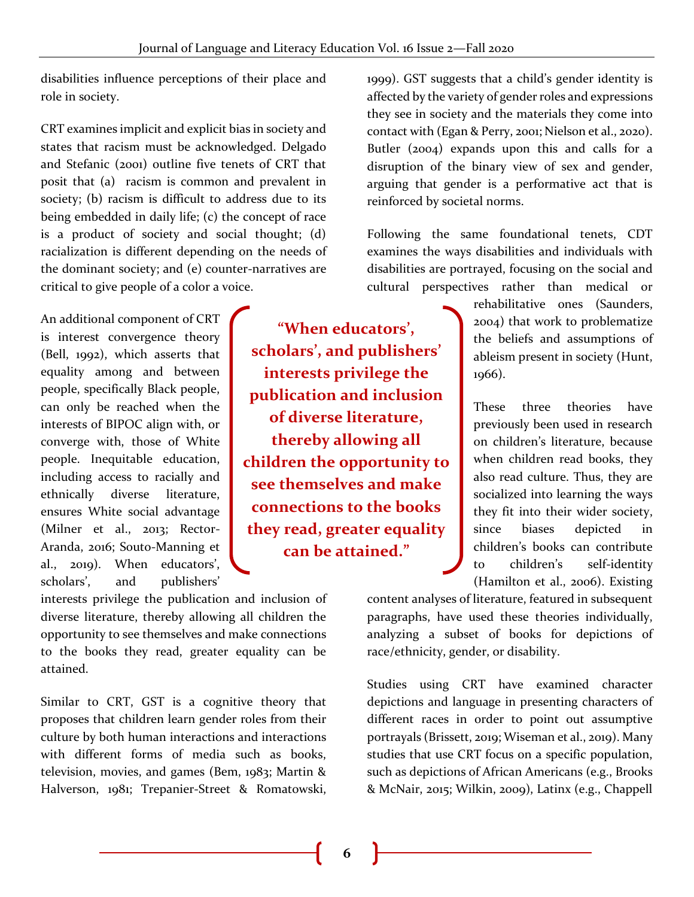disabilities influence perceptions of their place and role in society.

CRT examines implicit and explicit bias in society and states that racism must be acknowledged. Delgado and Stefanic (2001) outline five tenets of CRT that posit that (a) racism is common and prevalent in society; (b) racism is difficult to address due to its being embedded in daily life; (c) the concept of race is a product of society and social thought; (d) racialization is different depending on the needs of the dominant society; and (e) counter-narratives are critical to give people of a color a voice.

An additional component of CRT is interest convergence theory (Bell, 1992), which asserts that equality among and between people, specifically Black people, can only be reached when the interests of BIPOC align with, or converge with, those of White people. Inequitable education, including access to racially and ethnically diverse literature, ensures White social advantage (Milner et al., 2013; Rector-Aranda, 2016; Souto-Manning et al., 2019). When educators', scholars', and publishers' interests privilege the publication and inclusion of diverse literature, thereby allowing all children the opportunity to see themselves and make connections to the books they read, greater equality can be attained.

> **"When educators', scholars', and publishers' interests privilege the publication and inclusion of diverse literature, thereby allowing all children the opportunity to see themselves and make connections to the books they read, greater equality can be attained."**

Similar to CRT, GST is a cognitive theory that proposes that children learn gender roles from their culture by both human interactions and interactions with different forms of media such as books, television, movies, and games (Bem, 1983; Martin & Halverson, 1981; Trepanier-Street & Romatowski, 1999). GST suggests that a child's gender identity is affected by the variety of gender roles and expressions they see in society and the materials they come into contact with (Egan & Perry, 2001; Nielson et al., 2020). Butler (2004) expands upon this and calls for a disruption of the binary view of sex and gender, arguing that gender is a performative act that is reinforced by societal norms.

Following the same foundational tenets, CDT examines the ways disabilities and individuals with disabilities are portrayed, focusing on the social and cultural perspectives rather than medical or rehabilitative ones (Saunders, 2004) that work to problematize the beliefs and assumptions of ableism present in society (Hunt, 1966).

These three theories have previously been used in research on children's literature, because when children read books, they also read culture. Thus, they are socialized into learning the ways they fit into their wider society, since biases depicted in children's books can contribute to children's self-identity (Hamilton et al., 2006). Existing content analyses of literature, featured in subsequent paragraphs, have used these theories individually, analyzing a subset of books for depictions of race/ethnicity, gender, or disability.

Studies using CRT have examined character depictions and language in presenting characters of different races in order to point out assumptive portrayals (Brissett, 2019; Wiseman et al., 2019). Many studies that use CRT focus on a specific population, such as depictions of African Americans (e.g., Brooks & McNair, 2015; Wilkin, 2009), Latinx (e.g., Chappell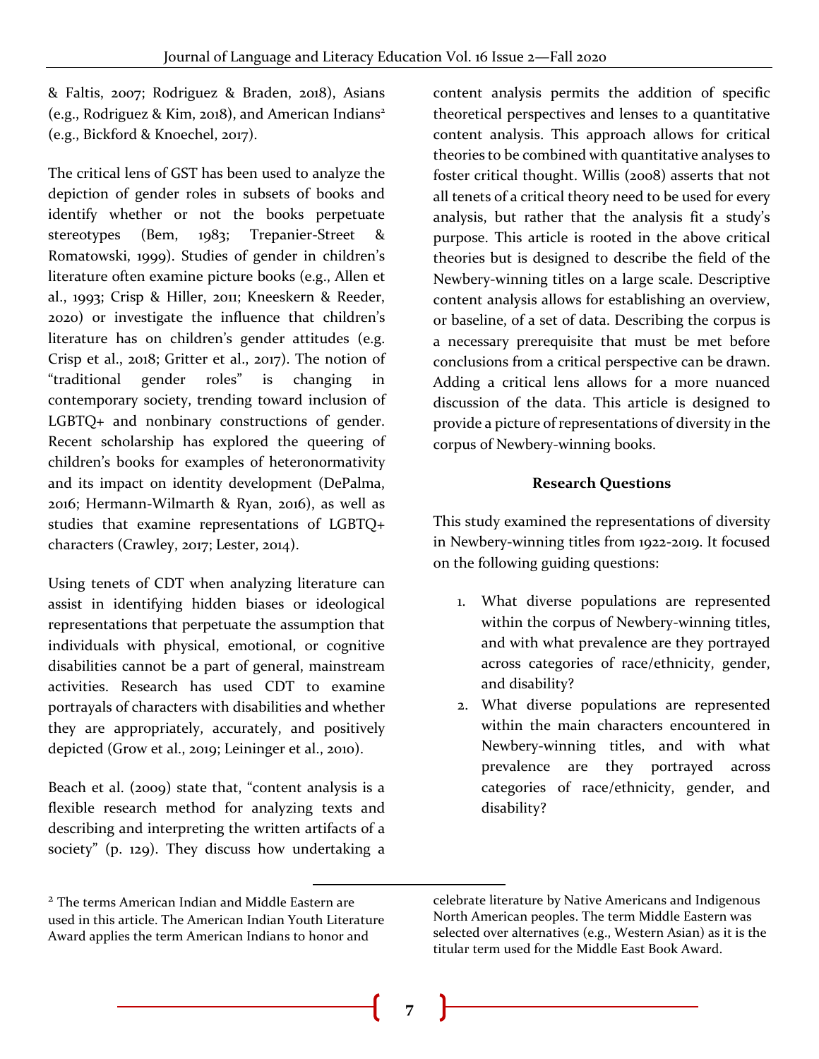& Faltis, 2007; Rodriguez & Braden, 2018), Asians (e.g., Rodriguez & Kim, 2018), and American Indians[2] (e.g., Bickford & Knoechel, 2017).

The critical lens of GST has been used to analyze the depiction of gender roles in subsets of books and identify whether or not the books perpetuate stereotypes (Bem, 1983; Trepanier-Street & Romatowski, 1999). Studies of gender in children's literature often examine picture books (e.g., Allen et al., 1993; Crisp & Hiller, 2011; Kneeskern & Reeder, 2020) or investigate the influence that children's literature has on children's gender attitudes (e.g. Crisp et al., 2018; Gritter et al., 2017). The notion of "traditional gender roles" is changing in contemporary society, trending toward inclusion of LGBTQ+ and nonbinary constructions of gender. Recent scholarship has explored the queering of children's books for examples of heteronormativity and its impact on identity development (DePalma, 2016; Hermann-Wilmarth & Ryan, 2016), as well as studies that examine representations of LGBTQ+ characters (Crawley, 2017; Lester, 2014).

Using tenets of CDT when analyzing literature can assist in identifying hidden biases or ideological representations that perpetuate the assumption that individuals with physical, emotional, or cognitive disabilities cannot be a part of general, mainstream activities. Research has used CDT to examine portrayals of characters with disabilities and whether they are appropriately, accurately, and positively depicted (Grow et al., 2019; Leininger et al., 2010).

Beach et al. (2009) state that, "content analysis is a flexible research method for analyzing texts and describing and interpreting the written artifacts of a society" (p. 129). They discuss how undertaking a content analysis permits the addition of specific theoretical perspectives and lenses to a quantitative content analysis. This approach allows for critical theories to be combined with quantitative analyses to foster critical thought. Willis (2008) asserts that not all tenets of a critical theory need to be used for every analysis, but rather that the analysis fit a study's purpose. This article is rooted in the above critical theories but is designed to describe the field of the Newbery-winning titles on a large scale. Descriptive content analysis allows for establishing an overview, or baseline, of a set of data. Describing the corpus is a necessary prerequisite that must be met before conclusions from a critical perspective can be drawn. Adding a critical lens allows for a more nuanced discussion of the data. This article is designed to provide a picture of representations of diversity in the corpus of Newbery-winning books.

## Research Questions

This study examined the representations of diversity in Newbery-winning titles from 1922-2019. It focused on the following guiding questions:

1. What diverse populations are represented within the corpus of Newbery-winning titles, and with what prevalence are they portrayed across categories of race/ethnicity, gender, and disability?
2. What diverse populations are represented within the main characters encountered in Newbery-winning titles, and with what prevalence are they portrayed across categories of race/ethnicity, gender, and disability?

---

[2] The terms American Indian and Middle Eastern are used in this article. The American Indian Youth Literature Award applies the term American Indians to honor and celebrate literature by Native Americans and Indigenous North American peoples. The term Middle Eastern was selected over alternatives (e.g., Western Asian) as it is the titular term used for the Middle East Book Award.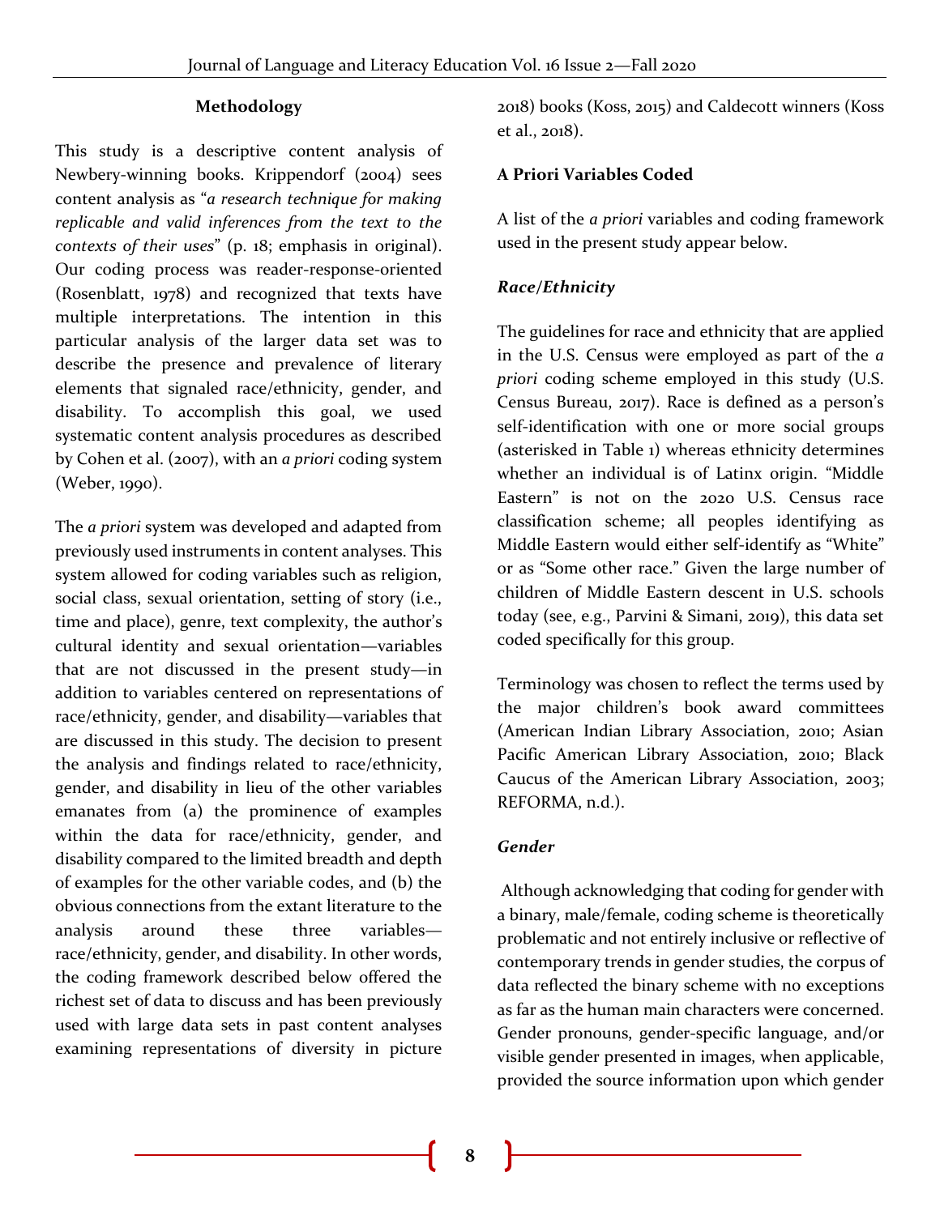## Methodology

This study is a descriptive content analysis of Newbery-winning books. Krippendorf (2004) sees content analysis as "*a research technique for making replicable and valid inferences from the text to the contexts of their uses*" (p. 18; emphasis in original). Our coding process was reader-response-oriented (Rosenblatt, 1978) and recognized that texts have multiple interpretations. The intention in this particular analysis of the larger data set was to describe the presence and prevalence of literary elements that signaled race/ethnicity, gender, and disability. To accomplish this goal, we used systematic content analysis procedures as described by Cohen et al. (2007), with an *a priori* coding system (Weber, 1990).

The *a priori* system was developed and adapted from previously used instruments in content analyses. This system allowed for coding variables such as religion, social class, sexual orientation, setting of story (i.e., time and place), genre, text complexity, the author's cultural identity and sexual orientation—variables that are not discussed in the present study—in addition to variables centered on representations of race/ethnicity, gender, and disability—variables that are discussed in this study. The decision to present the analysis and findings related to race/ethnicity, gender, and disability in lieu of the other variables emanates from (a) the prominence of examples within the data for race/ethnicity, gender, and disability compared to the limited breadth and depth of examples for the other variable codes, and (b) the obvious connections from the extant literature to the analysis around these three variables—race/ethnicity, gender, and disability. In other words, the coding framework described below offered the richest set of data to discuss and has been previously used with large data sets in past content analyses examining representations of diversity in picture 2018) books (Koss, 2015) and Caldecott winners (Koss et al., 2018).

### A Priori Variables Coded

A list of the *a priori* variables and coding framework used in the present study appear below.

#### *Race/Ethnicity*

The guidelines for race and ethnicity that are applied in the U.S. Census were employed as part of the *a priori* coding scheme employed in this study (U.S. Census Bureau, 2017). Race is defined as a person's self-identification with one or more social groups (asterisked in Table 1) whereas ethnicity determines whether an individual is of Latinx origin. "Middle Eastern" is not on the 2020 U.S. Census race classification scheme; all peoples identifying as Middle Eastern would either self-identify as "White" or as "Some other race." Given the large number of children of Middle Eastern descent in U.S. schools today (see, e.g., Parvini & Simani, 2019), this data set coded specifically for this group.

Terminology was chosen to reflect the terms used by the major children's book award committees (American Indian Library Association, 2010; Asian Pacific American Library Association, 2010; Black Caucus of the American Library Association, 2003; REFORMA, n.d.).

#### *Gender*

Although acknowledging that coding for gender with a binary, male/female, coding scheme is theoretically problematic and not entirely inclusive or reflective of contemporary trends in gender studies, the corpus of data reflected the binary scheme with no exceptions as far as the human main characters were concerned. Gender pronouns, gender-specific language, and/or visible gender presented in images, when applicable, provided the source information upon which gender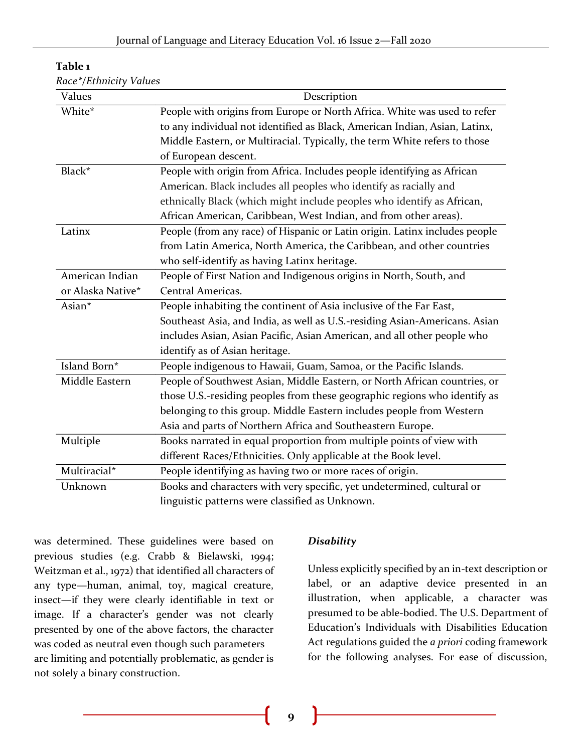**Table 1**

*Race\*/Ethnicity Values*

| Values | Description |
|---|---|
| White* | People with origins from Europe or North Africa. White was used to refer to any individual not identified as Black, American Indian, Asian, Latinx, Middle Eastern, or Multiracial. Typically, the term White refers to those of European descent. |
| Black* | People with origin from Africa. Includes people identifying as African American. Black includes all peoples who identify as racially and ethnically Black (which might include peoples who identify as African, African American, Caribbean, West Indian, and from other areas). |
| Latinx | People (from any race) of Hispanic or Latin origin. Latinx includes people from Latin America, North America, the Caribbean, and other countries who self-identify as having Latinx heritage. |
| American Indian or Alaska Native* | People of First Nation and Indigenous origins in North, South, and Central Americas. |
| Asian* | People inhabiting the continent of Asia inclusive of the Far East, Southeast Asia, and India, as well as U.S.-residing Asian-Americans. Asian includes Asian, Asian Pacific, Asian American, and all other people who identify as of Asian heritage. |
| Island Born* | People indigenous to Hawaii, Guam, Samoa, or the Pacific Islands. |
| Middle Eastern | People of Southwest Asian, Middle Eastern, or North African countries, or those U.S.-residing peoples from these geographic regions who identify as belonging to this group. Middle Eastern includes people from Western Asia and parts of Northern Africa and Southeastern Europe. |
| Multiple | Books narrated in equal proportion from multiple points of view with different Races/Ethnicities. Only applicable at the Book level. |
| Multiracial* | People identifying as having two or more races of origin. |
| Unknown | Books and characters with very specific, yet undetermined, cultural or linguistic patterns were classified as Unknown. |

was determined. These guidelines were based on previous studies (e.g. Crabb & Bielawski, 1994; Weitzman et al., 1972) that identified all characters of any type—human, animal, toy, magical creature, insect—if they were clearly identifiable in text or image. If a character's gender was not clearly presented by one of the above factors, the character was coded as neutral even though such parameters are limiting and potentially problematic, as gender is not solely a binary construction.

### *Disability*

Unless explicitly specified by an in-text description or label, or an adaptive device presented in an illustration, when applicable, a character was presumed to be able-bodied. The U.S. Department of Education's Individuals with Disabilities Education Act regulations guided the *a priori* coding framework for the following analyses. For ease of discussion,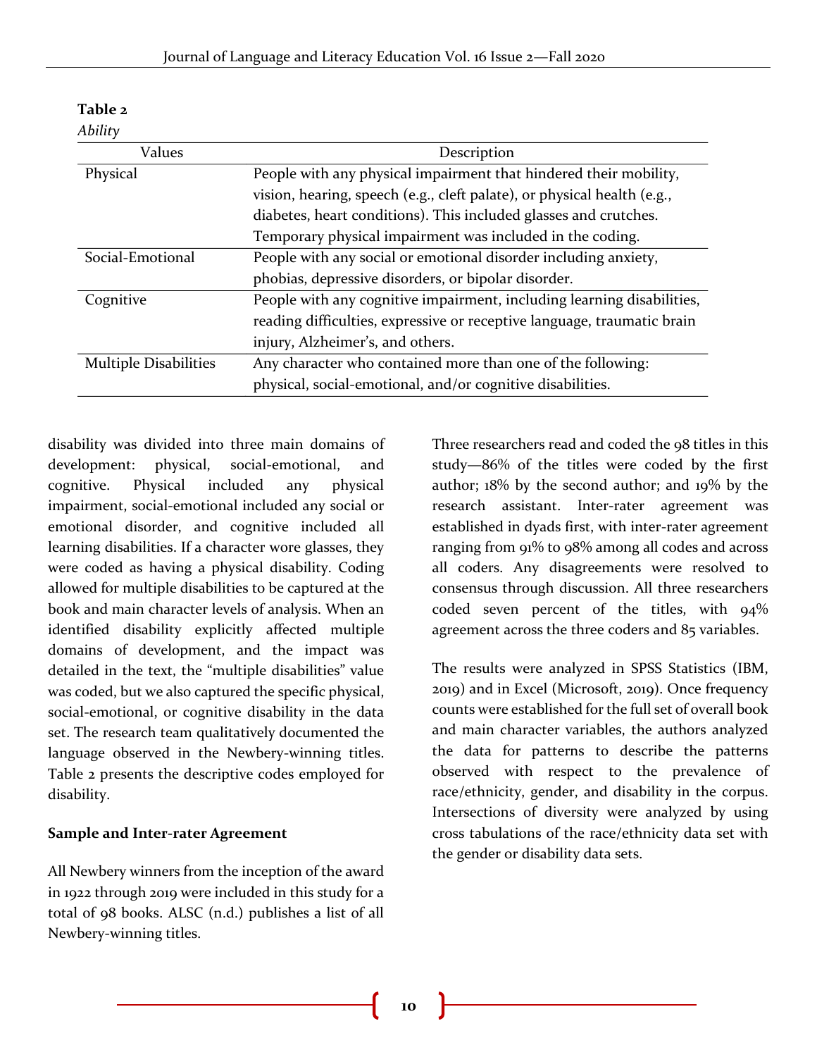**Table 2**

*Ability*

| Values | Description |
|---|---|
| Physical | People with any physical impairment that hindered their mobility, vision, hearing, speech (e.g., cleft palate), or physical health (e.g., diabetes, heart conditions). This included glasses and crutches. Temporary physical impairment was included in the coding. |
| Social-Emotional | People with any social or emotional disorder including anxiety, phobias, depressive disorders, or bipolar disorder. |
| Cognitive | People with any cognitive impairment, including learning disabilities, reading difficulties, expressive or receptive language, traumatic brain injury, Alzheimer's, and others. |
| Multiple Disabilities | Any character who contained more than one of the following: physical, social-emotional, and/or cognitive disabilities. |

disability was divided into three main domains of development: physical, social-emotional, and cognitive. Physical included any physical impairment, social-emotional included any social or emotional disorder, and cognitive included all learning disabilities. If a character wore glasses, they were coded as having a physical disability. Coding allowed for multiple disabilities to be captured at the book and main character levels of analysis. When an identified disability explicitly affected multiple domains of development, and the impact was detailed in the text, the "multiple disabilities" value was coded, but we also captured the specific physical, social-emotional, or cognitive disability in the data set. The research team qualitatively documented the language observed in the Newbery-winning titles. Table 2 presents the descriptive codes employed for disability.

**Sample and Inter-rater Agreement**

All Newbery winners from the inception of the award in 1922 through 2019 were included in this study for a total of 98 books. ALSC (n.d.) publishes a list of all Newbery-winning titles.

Three researchers read and coded the 98 titles in this study—86% of the titles were coded by the first author; 18% by the second author; and 19% by the research assistant. Inter-rater agreement was established in dyads first, with inter-rater agreement ranging from 91% to 98% among all codes and across all coders. Any disagreements were resolved to consensus through discussion. All three researchers coded seven percent of the titles, with 94% agreement across the three coders and 85 variables.

The results were analyzed in SPSS Statistics (IBM, 2019) and in Excel (Microsoft, 2019). Once frequency counts were established for the full set of overall book and main character variables, the authors analyzed the data for patterns to describe the patterns observed with respect to the prevalence of race/ethnicity, gender, and disability in the corpus. Intersections of diversity were analyzed by using cross tabulations of the race/ethnicity data set with the gender or disability data sets.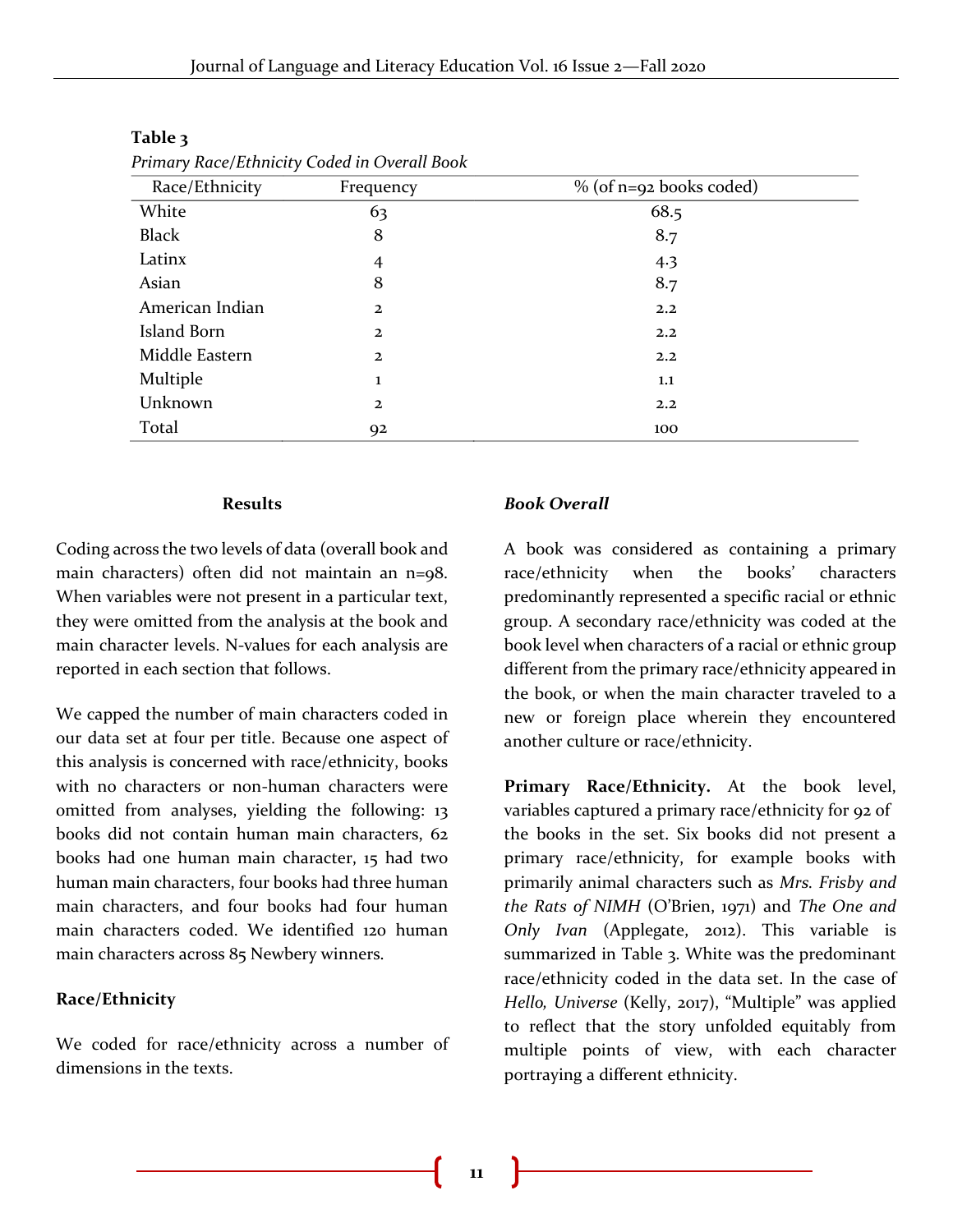**Table 3**

*Primary Race/Ethnicity Coded in Overall Book*

| Race/Ethnicity | Frequency | % (of n=92 books coded) |
|---|---|---|
| White | 63 | 68.5 |
| Black | 8 | 8.7 |
| Latinx | 4 | 4.3 |
| Asian | 8 | 8.7 |
| American Indian | 2 | 2.2 |
| Island Born | 2 | 2.2 |
| Middle Eastern | 2 | 2.2 |
| Multiple | 1 | 1.1 |
| Unknown | 2 | 2.2 |
| Total | 92 | 100 |

## Results

Coding across the two levels of data (overall book and main characters) often did not maintain an n=98. When variables were not present in a particular text, they were omitted from the analysis at the book and main character levels. N-values for each analysis are reported in each section that follows.

We capped the number of main characters coded in our data set at four per title. Because one aspect of this analysis is concerned with race/ethnicity, books with no characters or non-human characters were omitted from analyses, yielding the following: 13 books did not contain human main characters, 62 books had one human main character, 15 had two human main characters, four books had three human main characters, and four books had four human main characters coded. We identified 120 human main characters across 85 Newbery winners.

### Race/Ethnicity

We coded for race/ethnicity across a number of dimensions in the texts.

### *Book Overall*

A book was considered as containing a primary race/ethnicity when the books' characters predominantly represented a specific racial or ethnic group. A secondary race/ethnicity was coded at the book level when characters of a racial or ethnic group different from the primary race/ethnicity appeared in the book, or when the main character traveled to a new or foreign place wherein they encountered another culture or race/ethnicity.

**Primary Race/Ethnicity.** At the book level, variables captured a primary race/ethnicity for 92 of the books in the set. Six books did not present a primary race/ethnicity, for example books with primarily animal characters such as *Mrs. Frisby and the Rats of NIMH* (O'Brien, 1971) and *The One and Only Ivan* (Applegate, 2012). This variable is summarized in Table 3. White was the predominant race/ethnicity coded in the data set. In the case of *Hello, Universe* (Kelly, 2017), "Multiple" was applied to reflect that the story unfolded equitably from multiple points of view, with each character portraying a different ethnicity.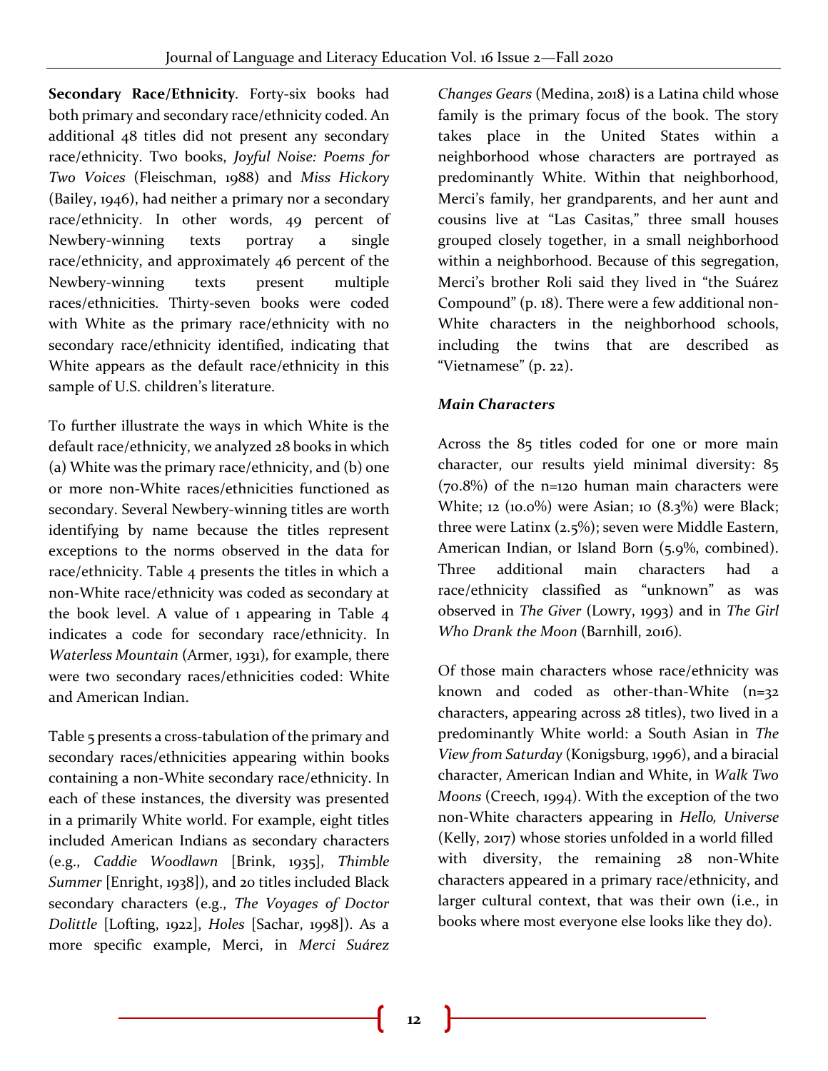**Secondary Race/Ethnicity**. Forty-six books had both primary and secondary race/ethnicity coded. An additional 48 titles did not present any secondary race/ethnicity. Two books, *Joyful Noise: Poems for Two Voices* (Fleischman, 1988) and *Miss Hickory* (Bailey, 1946), had neither a primary nor a secondary race/ethnicity. In other words, 49 percent of Newbery-winning texts portray a single race/ethnicity, and approximately 46 percent of the Newbery-winning texts present multiple races/ethnicities. Thirty-seven books were coded with White as the primary race/ethnicity with no secondary race/ethnicity identified, indicating that White appears as the default race/ethnicity in this sample of U.S. children's literature.

To further illustrate the ways in which White is the default race/ethnicity, we analyzed 28 books in which (a) White was the primary race/ethnicity, and (b) one or more non-White races/ethnicities functioned as secondary. Several Newbery-winning titles are worth identifying by name because the titles represent exceptions to the norms observed in the data for race/ethnicity. Table 4 presents the titles in which a non-White race/ethnicity was coded as secondary at the book level. A value of 1 appearing in Table 4 indicates a code for secondary race/ethnicity. In *Waterless Mountain* (Armer, 1931), for example, there were two secondary races/ethnicities coded: White and American Indian.

Table 5 presents a cross-tabulation of the primary and secondary races/ethnicities appearing within books containing a non-White secondary race/ethnicity. In each of these instances, the diversity was presented in a primarily White world. For example, eight titles included American Indians as secondary characters (e.g., *Caddie Woodlawn* [Brink, 1935], *Thimble Summer* [Enright, 1938]), and 20 titles included Black secondary characters (e.g., *The Voyages of Doctor Dolittle* [Lofting, 1922], *Holes* [Sachar, 1998]). As a more specific example, Merci, in *Merci Suárez Changes Gears* (Medina, 2018) is a Latina child whose family is the primary focus of the book. The story takes place in the United States within a neighborhood whose characters are portrayed as predominantly White. Within that neighborhood, Merci's family, her grandparents, and her aunt and cousins live at "Las Casitas," three small houses grouped closely together, in a small neighborhood within a neighborhood. Because of this segregation, Merci's brother Roli said they lived in "the Suárez Compound" (p. 18). There were a few additional non-White characters in the neighborhood schools, including the twins that are described as "Vietnamese" (p. 22).

### *Main Characters*

Across the 85 titles coded for one or more main character, our results yield minimal diversity: 85 (70.8%) of the n=120 human main characters were White; 12 (10.0%) were Asian; 10 (8.3%) were Black; three were Latinx (2.5%); seven were Middle Eastern, American Indian, or Island Born (5.9%, combined). Three additional main characters had a race/ethnicity classified as "unknown" as was observed in *The Giver* (Lowry, 1993) and in *The Girl Who Drank the Moon* (Barnhill, 2016).

Of those main characters whose race/ethnicity was known and coded as other-than-White (n=32 characters, appearing across 28 titles), two lived in a predominantly White world: a South Asian in *The View from Saturday* (Konigsburg, 1996), and a biracial character, American Indian and White, in *Walk Two Moons* (Creech, 1994). With the exception of the two non-White characters appearing in *Hello, Universe* (Kelly, 2017) whose stories unfolded in a world filled with diversity, the remaining 28 non-White characters appeared in a primary race/ethnicity, and larger cultural context, that was their own (i.e., in books where most everyone else looks like they do).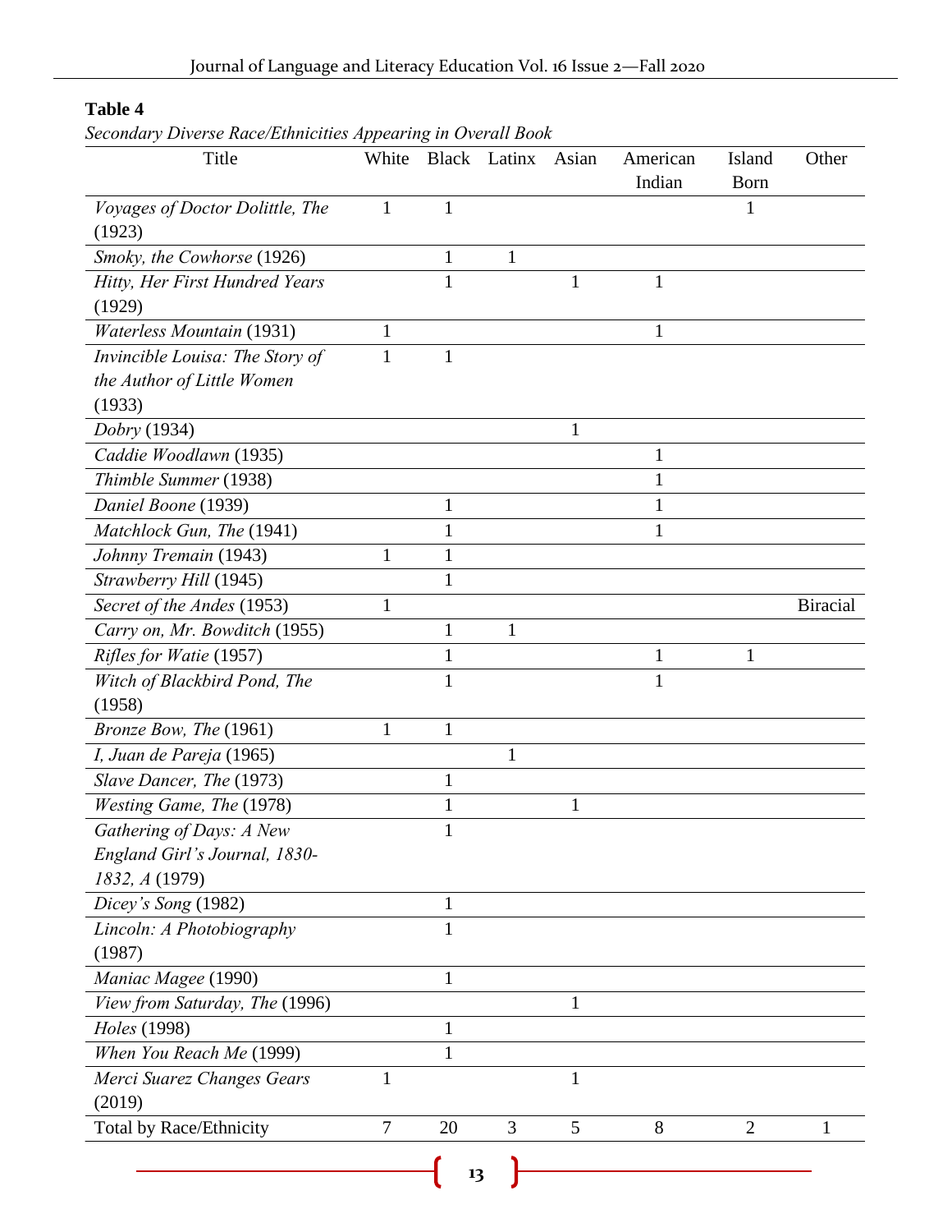**Table 4**

*Secondary Diverse Race/Ethnicities Appearing in Overall Book*

| Title | White | Black | Latinx | Asian | American Indian | Island Born | Other |
|---|---|---|---|---|---|---|---|
| *Voyages of Doctor Dolittle, The* (1923) | 1 | 1 | | | | 1 | |
| *Smoky, the Cowhorse* (1926) | | 1 | 1 | | | | |
| *Hitty, Her First Hundred Years* (1929) | | 1 | | 1 | 1 | | |
| *Waterless Mountain* (1931) | 1 | | | | 1 | | |
| *Invincible Louisa: The Story of the Author of Little Women* (1933) | 1 | 1 | | | | | |
| *Dobry* (1934) | | | | 1 | | | |
| *Caddie Woodlawn* (1935) | | | | | 1 | | |
| *Thimble Summer* (1938) | | | | | 1 | | |
| *Daniel Boone* (1939) | | 1 | | | 1 | | |
| *Matchlock Gun, The* (1941) | | 1 | | | 1 | | |
| *Johnny Tremain* (1943) | 1 | 1 | | | | | |
| *Strawberry Hill* (1945) | | 1 | | | | | |
| *Secret of the Andes* (1953) | 1 | | | | | | Biracial |
| *Carry on, Mr. Bowditch* (1955) | | 1 | 1 | | | | |
| *Rifles for Watie* (1957) | | 1 | | | 1 | 1 | |
| *Witch of Blackbird Pond, The* (1958) | | 1 | | | 1 | | |
| *Bronze Bow, The* (1961) | 1 | 1 | | | | | |
| *I, Juan de Pareja* (1965) | | | 1 | | | | |
| *Slave Dancer, The* (1973) | | 1 | | | | | |
| *Westing Game, The* (1978) | | 1 | | 1 | | | |
| *Gathering of Days: A New England Girl's Journal, 1830-1832, A* (1979) | | 1 | | | | | |
| *Dicey's Song* (1982) | | 1 | | | | | |
| *Lincoln: A Photobiography* (1987) | | 1 | | | | | |
| *Maniac Magee* (1990) | | 1 | | | | | |
| *View from Saturday, The* (1996) | | | | 1 | | | |
| *Holes* (1998) | | 1 | | | | | |
| *When You Reach Me* (1999) | | 1 | | | | | |
| *Merci Suarez Changes Gears* (2019) | 1 | | | 1 | | | |
| Total by Race/Ethnicity | 7 | 20 | 3 | 5 | 8 | 2 | 1 |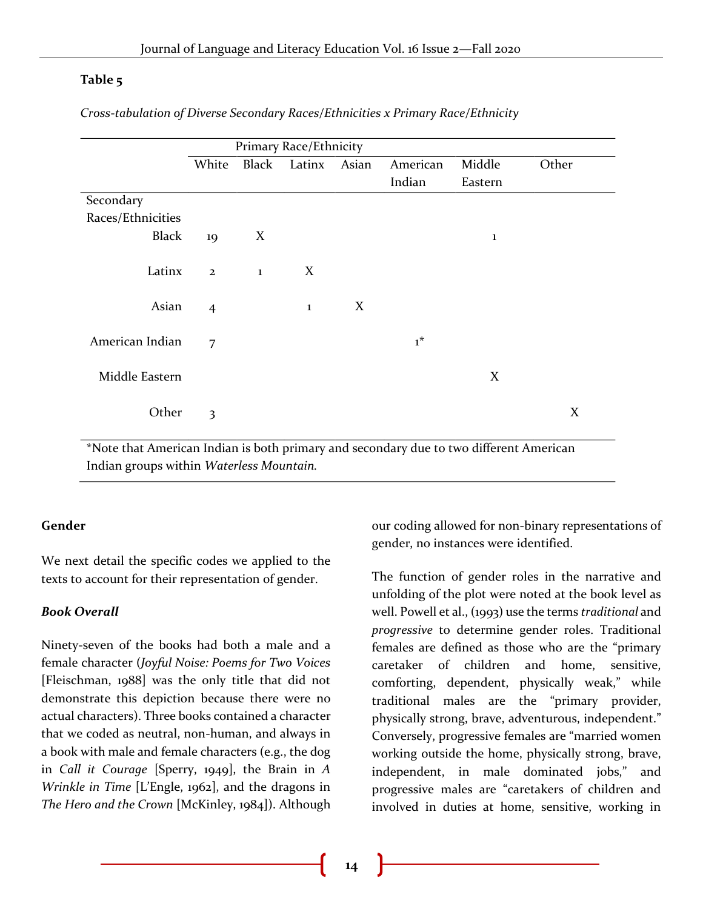**Table 5**

*Cross-tabulation of Diverse Secondary Races/Ethnicities x Primary Race/Ethnicity*

| | Primary Race/Ethnicity | | | | | | |
|---|---|---|---|---|---|---|---|
| | White | Black | Latinx | Asian | American Indian | Middle Eastern | Other |
| Secondary Races/Ethnicities | | | | | | | |
| Black | 19 | X | | | | 1 | |
| Latinx | 2 | 1 | X | | | | |
| Asian | 4 | | 1 | X | | | |
| American Indian | 7 | | | | 1* | | |
| Middle Eastern | | | | | | X | |
| Other | 3 | | | | | | X |

*Note that American Indian is both primary and secondary due to two different American Indian groups within *Waterless Mountain*.

## Gender

We next detail the specific codes we applied to the texts to account for their representation of gender.

### *Book Overall*

Ninety-seven of the books had both a male and a female character (*Joyful Noise: Poems for Two Voices* [Fleischman, 1988] was the only title that did not demonstrate this depiction because there were no actual characters). Three books contained a character that we coded as neutral, non-human, and always in a book with male and female characters (e.g., the dog in *Call it Courage* [Sperry, 1949], the Brain in *A Wrinkle in Time* [L'Engle, 1962], and the dragons in *The Hero and the Crown* [McKinley, 1984]). Although our coding allowed for non-binary representations of gender, no instances were identified.

The function of gender roles in the narrative and unfolding of the plot were noted at the book level as well. Powell et al., (1993) use the terms *traditional* and *progressive* to determine gender roles. Traditional females are defined as those who are the "primary caretaker of children and home, sensitive, comforting, dependent, physically weak," while traditional males are the "primary provider, physically strong, brave, adventurous, independent." Conversely, progressive females are "married women working outside the home, physically strong, brave, independent, in male dominated jobs," and progressive males are "caretakers of children and involved in duties at home, sensitive, working in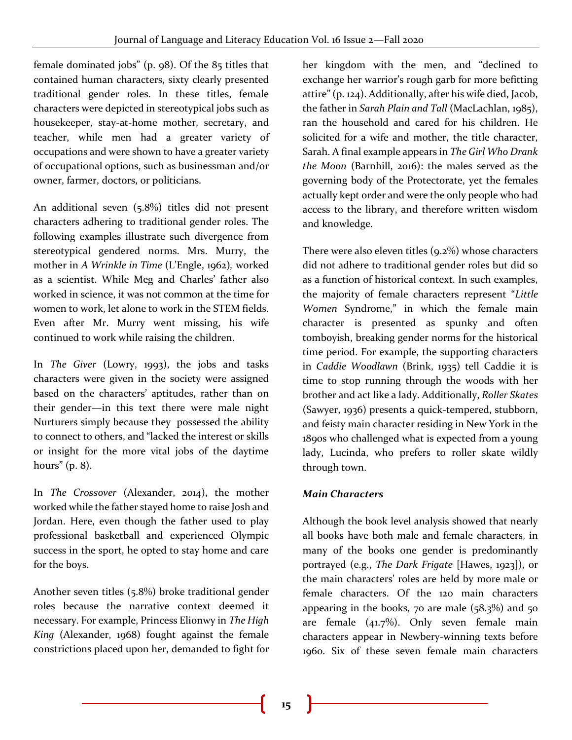female dominated jobs" (p. 98). Of the 85 titles that contained human characters, sixty clearly presented traditional gender roles. In these titles, female characters were depicted in stereotypical jobs such as housekeeper, stay-at-home mother, secretary, and teacher, while men had a greater variety of occupations and were shown to have a greater variety of occupational options, such as businessman and/or owner, farmer, doctors, or politicians.

An additional seven (5.8%) titles did not present characters adhering to traditional gender roles. The following examples illustrate such divergence from stereotypical gendered norms. Mrs. Murry, the mother in *A Wrinkle in Time* (L'Engle, 1962), worked as a scientist. While Meg and Charles' father also worked in science, it was not common at the time for women to work, let alone to work in the STEM fields. Even after Mr. Murry went missing, his wife continued to work while raising the children.

In *The Giver* (Lowry, 1993), the jobs and tasks characters were given in the society were assigned based on the characters' aptitudes, rather than on their gender—in this text there were male night Nurturers simply because they possessed the ability to connect to others, and "lacked the interest or skills or insight for the more vital jobs of the daytime hours" (p. 8).

In *The Crossover* (Alexander, 2014), the mother worked while the father stayed home to raise Josh and Jordan. Here, even though the father used to play professional basketball and experienced Olympic success in the sport, he opted to stay home and care for the boys.

Another seven titles (5.8%) broke traditional gender roles because the narrative context deemed it necessary. For example, Princess Elionwy in *The High King* (Alexander, 1968) fought against the female constrictions placed upon her, demanded to fight for her kingdom with the men, and "declined to exchange her warrior's rough garb for more befitting attire" (p. 124). Additionally, after his wife died, Jacob, the father in *Sarah Plain and Tall* (MacLachlan, 1985), ran the household and cared for his children. He solicited for a wife and mother, the title character, Sarah. A final example appears in *The Girl Who Drank the Moon* (Barnhill, 2016): the males served as the governing body of the Protectorate, yet the females actually kept order and were the only people who had access to the library, and therefore written wisdom and knowledge.

There were also eleven titles (9.2%) whose characters did not adhere to traditional gender roles but did so as a function of historical context. In such examples, the majority of female characters represent "*Little Women* Syndrome," in which the female main character is presented as spunky and often tomboyish, breaking gender norms for the historical time period. For example, the supporting characters in *Caddie Woodlawn* (Brink, 1935) tell Caddie it is time to stop running through the woods with her brother and act like a lady. Additionally, *Roller Skates* (Sawyer, 1936) presents a quick-tempered, stubborn, and feisty main character residing in New York in the 1890s who challenged what is expected from a young lady, Lucinda, who prefers to roller skate wildly through town.

### Main Characters

Although the book level analysis showed that nearly all books have both male and female characters, in many of the books one gender is predominantly portrayed (e.g., *The Dark Frigate* [Hawes, 1923]), or the main characters' roles are held by more male or female characters. Of the 120 main characters appearing in the books, 70 are male (58.3%) and 50 are female (41.7%). Only seven female main characters appear in Newbery-winning texts before 1960. Six of these seven female main characters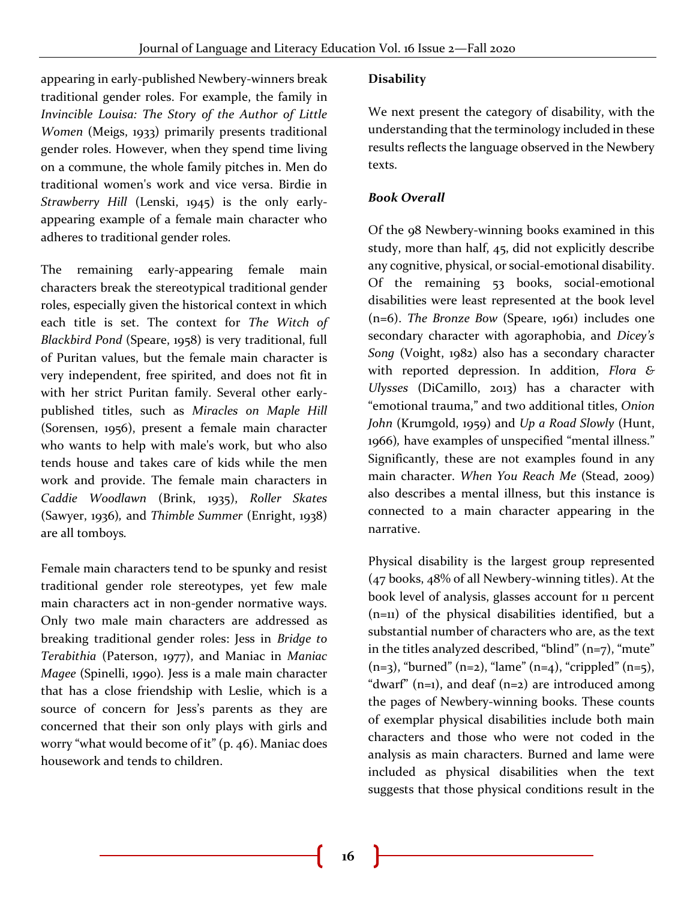appearing in early-published Newbery-winners break traditional gender roles. For example, the family in *Invincible Louisa: The Story of the Author of Little Women* (Meigs, 1933) primarily presents traditional gender roles. However, when they spend time living on a commune, the whole family pitches in. Men do traditional women's work and vice versa. Birdie in *Strawberry Hill* (Lenski, 1945) is the only early-appearing example of a female main character who adheres to traditional gender roles.

The remaining early-appearing female main characters break the stereotypical traditional gender roles, especially given the historical context in which each title is set. The context for *The Witch of Blackbird Pond* (Speare, 1958) is very traditional, full of Puritan values, but the female main character is very independent, free spirited, and does not fit in with her strict Puritan family. Several other early-published titles, such as *Miracles on Maple Hill* (Sorensen, 1956), present a female main character who wants to help with male's work, but who also tends house and takes care of kids while the men work and provide. The female main characters in *Caddie Woodlawn* (Brink, 1935), *Roller Skates* (Sawyer, 1936), and *Thimble Summer* (Enright, 1938) are all tomboys.

Female main characters tend to be spunky and resist traditional gender role stereotypes, yet few male main characters act in non-gender normative ways. Only two male main characters are addressed as breaking traditional gender roles: Jess in *Bridge to Terabithia* (Paterson, 1977), and Maniac in *Maniac Magee* (Spinelli, 1990). Jess is a male main character that has a close friendship with Leslie, which is a source of concern for Jess's parents as they are concerned that their son only plays with girls and worry "what would become of it" (p. 46). Maniac does housework and tends to children.

### Disability

We next present the category of disability, with the understanding that the terminology included in these results reflects the language observed in the Newbery texts.

#### *Book Overall*

Of the 98 Newbery-winning books examined in this study, more than half, 45, did not explicitly describe any cognitive, physical, or social-emotional disability. Of the remaining 53 books, social-emotional disabilities were least represented at the book level (n=6). *The Bronze Bow* (Speare, 1961) includes one secondary character with agoraphobia, and *Dicey's Song* (Voight, 1982) also has a secondary character with reported depression. In addition, *Flora & Ulysses* (DiCamillo, 2013) has a character with "emotional trauma," and two additional titles, *Onion John* (Krumgold, 1959) and *Up a Road Slowly* (Hunt, 1966), have examples of unspecified "mental illness." Significantly, these are not examples found in any main character. *When You Reach Me* (Stead, 2009) also describes a mental illness, but this instance is connected to a main character appearing in the narrative.

Physical disability is the largest group represented (47 books, 48% of all Newbery-winning titles). At the book level of analysis, glasses account for 11 percent (n=11) of the physical disabilities identified, but a substantial number of characters who are, as the text in the titles analyzed described, "blind" (n=7), "mute" (n=3), "burned" (n=2), "lame" (n=4), "crippled" (n=5), "dwarf" (n=1), and deaf (n=2) are introduced among the pages of Newbery-winning books. These counts of exemplar physical disabilities include both main characters and those who were not coded in the analysis as main characters. Burned and lame were included as physical disabilities when the text suggests that those physical conditions result in the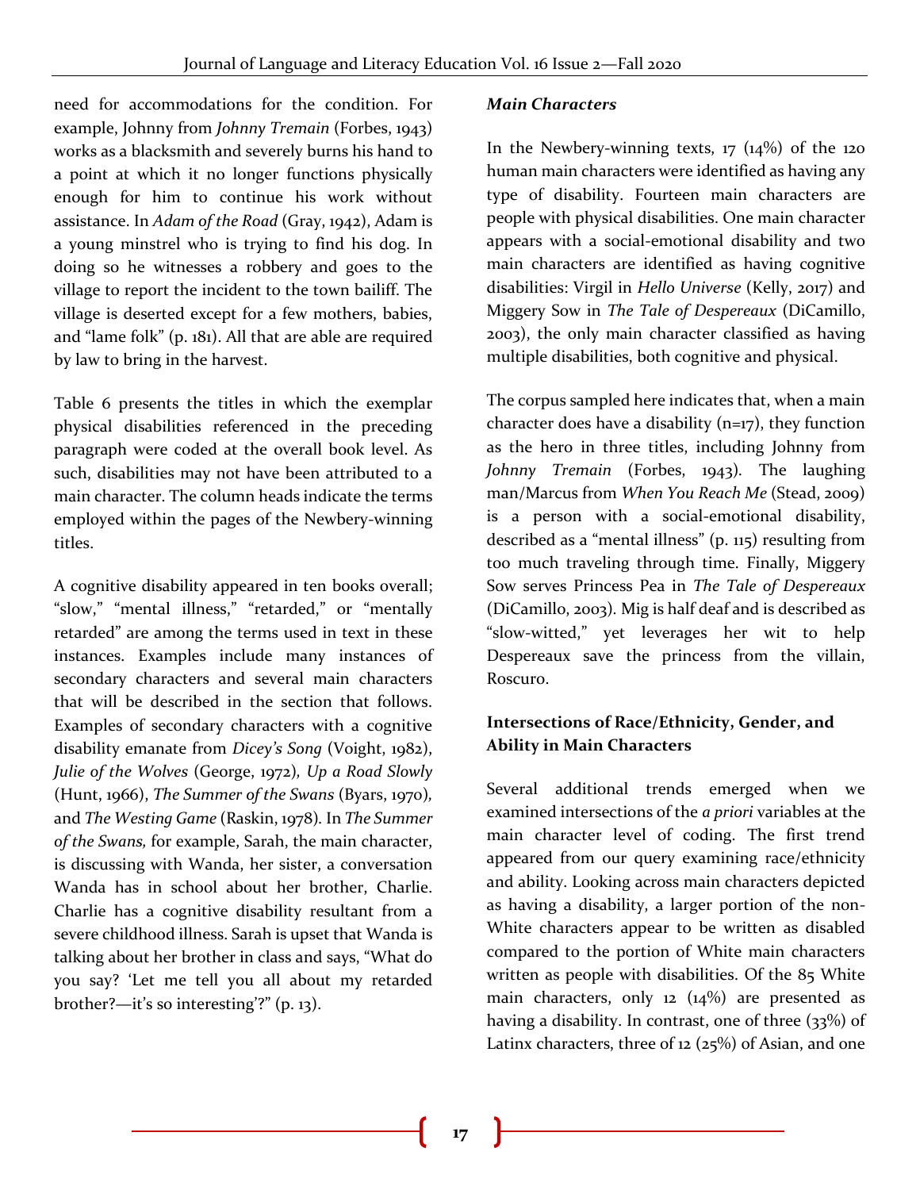need for accommodations for the condition. For example, Johnny from *Johnny Tremain* (Forbes, 1943) works as a blacksmith and severely burns his hand to a point at which it no longer functions physically enough for him to continue his work without assistance. In *Adam of the Road* (Gray, 1942), Adam is a young minstrel who is trying to find his dog. In doing so he witnesses a robbery and goes to the village to report the incident to the town bailiff. The village is deserted except for a few mothers, babies, and "lame folk" (p. 181). All that are able are required by law to bring in the harvest.

Table 6 presents the titles in which the exemplar physical disabilities referenced in the preceding paragraph were coded at the overall book level. As such, disabilities may not have been attributed to a main character. The column heads indicate the terms employed within the pages of the Newbery-winning titles.

A cognitive disability appeared in ten books overall; "slow," "mental illness," "retarded," or "mentally retarded" are among the terms used in text in these instances. Examples include many instances of secondary characters and several main characters that will be described in the section that follows. Examples of secondary characters with a cognitive disability emanate from *Dicey's Song* (Voight, 1982), *Julie of the Wolves* (George, 1972), *Up a Road Slowly* (Hunt, 1966), *The Summer of the Swans* (Byars, 1970), and *The Westing Game* (Raskin, 1978). In *The Summer of the Swans,* for example, Sarah, the main character, is discussing with Wanda, her sister, a conversation Wanda has in school about her brother, Charlie. Charlie has a cognitive disability resultant from a severe childhood illness. Sarah is upset that Wanda is talking about her brother in class and says, "What do you say? 'Let me tell you all about my retarded brother?—it's so interesting'?" (p. 13).

### *Main Characters*

In the Newbery-winning texts, 17 (14%) of the 120 human main characters were identified as having any type of disability. Fourteen main characters are people with physical disabilities. One main character appears with a social-emotional disability and two main characters are identified as having cognitive disabilities: Virgil in *Hello Universe* (Kelly, 2017) and Miggery Sow in *The Tale of Despereaux* (DiCamillo, 2003), the only main character classified as having multiple disabilities, both cognitive and physical.

The corpus sampled here indicates that, when a main character does have a disability (n=17), they function as the hero in three titles, including Johnny from *Johnny Tremain* (Forbes, 1943). The laughing man/Marcus from *When You Reach Me* (Stead, 2009) is a person with a social-emotional disability, described as a "mental illness" (p. 115) resulting from too much traveling through time. Finally, Miggery Sow serves Princess Pea in *The Tale of Despereaux* (DiCamillo, 2003). Mig is half deaf and is described as "slow-witted," yet leverages her wit to help Despereaux save the princess from the villain, Roscuro.

### **Intersections of Race/Ethnicity, Gender, and Ability in Main Characters**

Several additional trends emerged when we examined intersections of the *a priori* variables at the main character level of coding. The first trend appeared from our query examining race/ethnicity and ability. Looking across main characters depicted as having a disability, a larger portion of the non-White characters appear to be written as disabled compared to the portion of White main characters written as people with disabilities. Of the 85 White main characters, only 12 (14%) are presented as having a disability. In contrast, one of three (33%) of Latinx characters, three of 12 (25%) of Asian, and one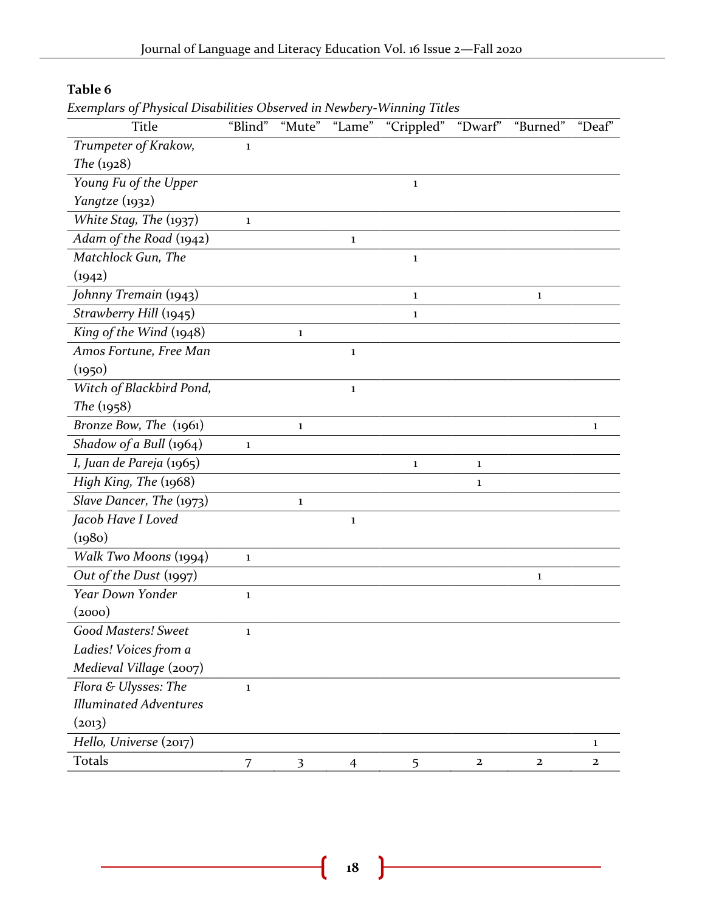**Table 6**

*Exemplars of Physical Disabilities Observed in Newbery-Winning Titles*

| Title | "Blind" | "Mute" | "Lame" | "Crippled" | "Dwarf" | "Burned" | "Deaf" |
|---|---|---|---|---|---|---|---|
| *Trumpeter of Krakow, The* (1928) | 1 | | | | | | |
| *Young Fu of the Upper Yangtze* (1932) | | | | 1 | | | |
| *White Stag, The* (1937) | 1 | | | | | | |
| *Adam of the Road* (1942) | | | 1 | | | | |
| *Matchlock Gun, The* (1942) | | | | 1 | | | |
| *Johnny Tremain* (1943) | | | | 1 | | 1 | |
| *Strawberry Hill* (1945) | | | | 1 | | | |
| *King of the Wind* (1948) | | 1 | | | | | |
| *Amos Fortune, Free Man* (1950) | | | 1 | | | | |
| *Witch of Blackbird Pond, The* (1958) | | | 1 | | | | |
| *Bronze Bow, The* (1961) | | 1 | | | | | 1 |
| *Shadow of a Bull* (1964) | 1 | | | | | | |
| *I, Juan de Pareja* (1965) | | | | 1 | 1 | | |
| *High King, The* (1968) | | | | | 1 | | |
| *Slave Dancer, The* (1973) | | 1 | | | | | |
| *Jacob Have I Loved* (1980) | | | 1 | | | | |
| *Walk Two Moons* (1994) | 1 | | | | | | |
| *Out of the Dust* (1997) | | | | | | 1 | |
| *Year Down Yonder* (2000) | 1 | | | | | | |
| *Good Masters! Sweet Ladies! Voices from a Medieval Village* (2007) | 1 | | | | | | |
| *Flora & Ulysses: The Illuminated Adventures* (2013) | 1 | | | | | | |
| *Hello, Universe* (2017) | | | | | | | 1 |
| Totals | 7 | 3 | 4 | 5 | 2 | 2 | 2 |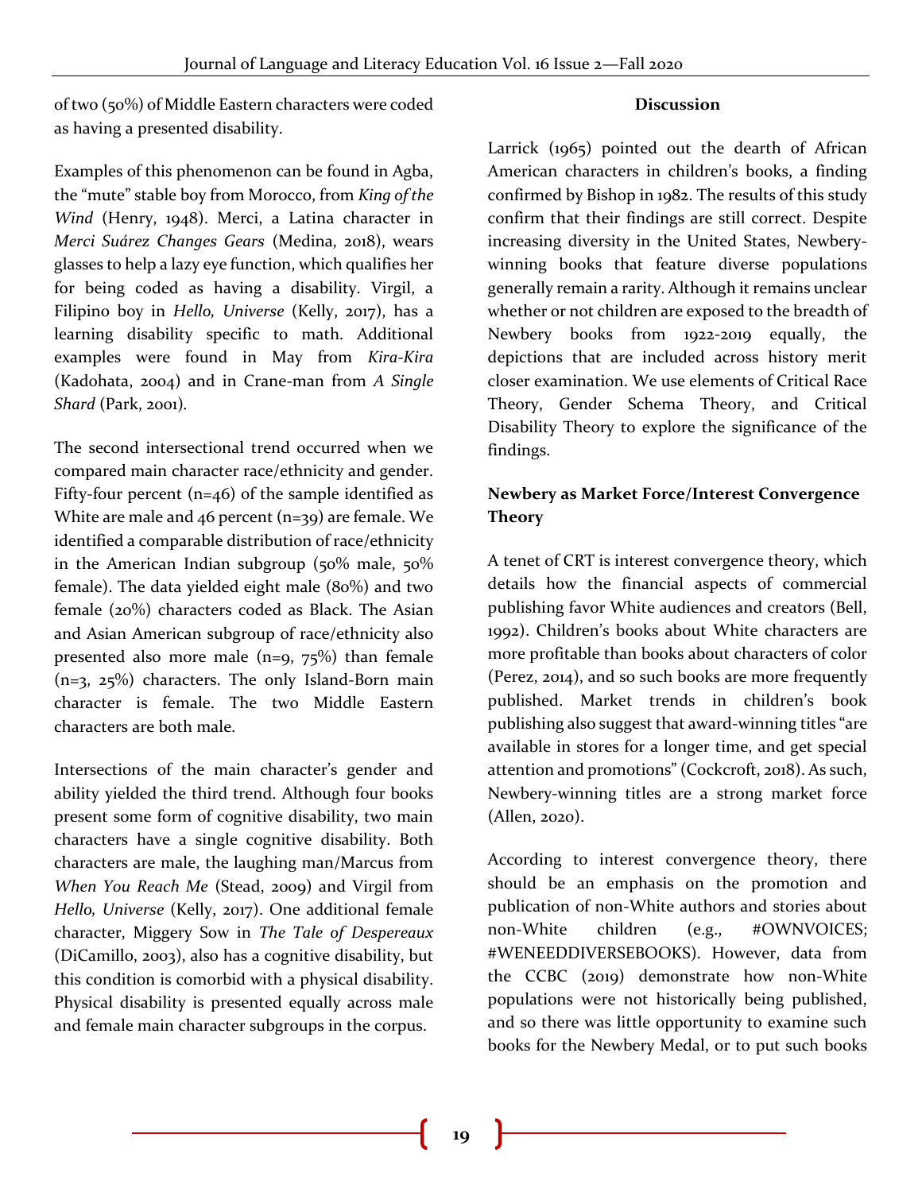of two (50%) of Middle Eastern characters were coded as having a presented disability.

Examples of this phenomenon can be found in Agba, the "mute" stable boy from Morocco, from *King of the Wind* (Henry, 1948). Merci, a Latina character in *Merci Suárez Changes Gears* (Medina, 2018), wears glasses to help a lazy eye function, which qualifies her for being coded as having a disability. Virgil, a Filipino boy in *Hello, Universe* (Kelly, 2017), has a learning disability specific to math. Additional examples were found in May from *Kira-Kira* (Kadohata, 2004) and in Crane-man from *A Single Shard* (Park, 2001).

The second intersectional trend occurred when we compared main character race/ethnicity and gender. Fifty-four percent (n=46) of the sample identified as White are male and 46 percent (n=39) are female. We identified a comparable distribution of race/ethnicity in the American Indian subgroup (50% male, 50% female). The data yielded eight male (80%) and two female (20%) characters coded as Black. The Asian and Asian American subgroup of race/ethnicity also presented also more male (n=9, 75%) than female (n=3, 25%) characters. The only Island-Born main character is female. The two Middle Eastern characters are both male.

Intersections of the main character's gender and ability yielded the third trend. Although four books present some form of cognitive disability, two main characters have a single cognitive disability. Both characters are male, the laughing man/Marcus from *When You Reach Me* (Stead, 2009) and Virgil from *Hello, Universe* (Kelly, 2017). One additional female character, Miggery Sow in *The Tale of Despereaux* (DiCamillo, 2003), also has a cognitive disability, but this condition is comorbid with a physical disability. Physical disability is presented equally across male and female main character subgroups in the corpus.

## Discussion

Larrick (1965) pointed out the dearth of African American characters in children's books, a finding confirmed by Bishop in 1982. The results of this study confirm that their findings are still correct. Despite increasing diversity in the United States, Newbery-winning books that feature diverse populations generally remain a rarity. Although it remains unclear whether or not children are exposed to the breadth of Newbery books from 1922-2019 equally, the depictions that are included across history merit closer examination. We use elements of Critical Race Theory, Gender Schema Theory, and Critical Disability Theory to explore the significance of the findings.

### Newbery as Market Force/Interest Convergence Theory

A tenet of CRT is interest convergence theory, which details how the financial aspects of commercial publishing favor White audiences and creators (Bell, 1992). Children's books about White characters are more profitable than books about characters of color (Perez, 2014), and so such books are more frequently published. Market trends in children's book publishing also suggest that award-winning titles "are available in stores for a longer time, and get special attention and promotions" (Cockcroft, 2018). As such, Newbery-winning titles are a strong market force (Allen, 2020).

According to interest convergence theory, there should be an emphasis on the promotion and publication of non-White authors and stories about non-White children (e.g., #OWNVOICES; #WENEEDDIVERSEBOOKS). However, data from the CCBC (2019) demonstrate how non-White populations were not historically being published, and so there was little opportunity to examine such books for the Newbery Medal, or to put such books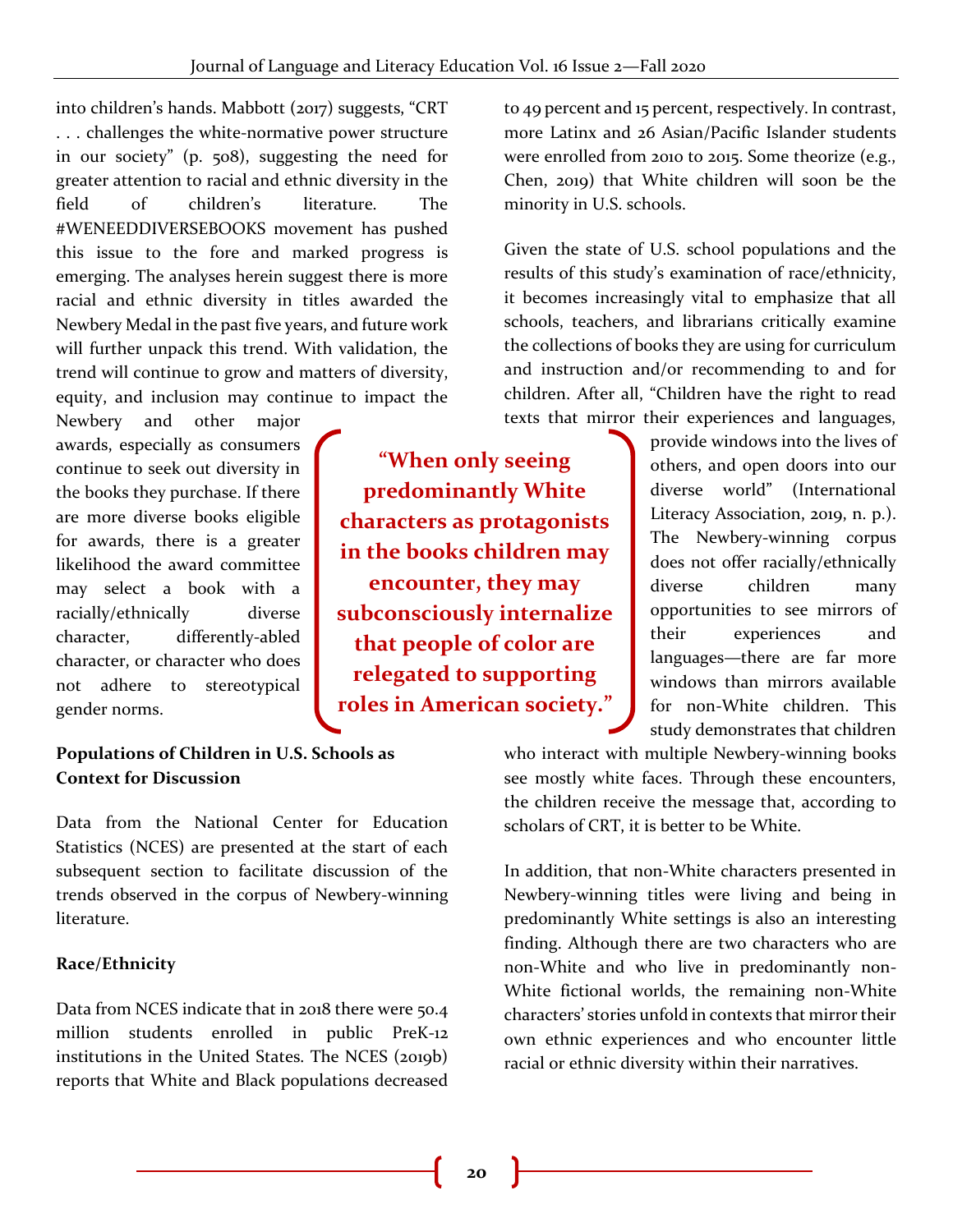into children's hands. Mabbott (2017) suggests, "CRT . . . challenges the white-normative power structure in our society" (p. 508), suggesting the need for greater attention to racial and ethnic diversity in the field of children's literature. The #WENEEDDIVERSEBOOKS movement has pushed this issue to the fore and marked progress is emerging. The analyses herein suggest there is more racial and ethnic diversity in titles awarded the Newbery Medal in the past five years, and future work will further unpack this trend. With validation, the trend will continue to grow and matters of diversity, equity, and inclusion may continue to impact the Newbery and other major awards, especially as consumers continue to seek out diversity in the books they purchase. If there are more diverse books eligible for awards, there is a greater likelihood the award committee may select a book with a racially/ethnically diverse character, differently-abled character, or character who does not adhere to stereotypical gender norms.

> **"When only seeing predominantly White characters as protagonists in the books children may encounter, they may subconsciously internalize that people of color are relegated to supporting roles in American society."**

**Populations of Children in U.S. Schools as Context for Discussion**

Data from the National Center for Education Statistics (NCES) are presented at the start of each subsequent section to facilitate discussion of the trends observed in the corpus of Newbery-winning literature.

**Race/Ethnicity**

Data from NCES indicate that in 2018 there were 50.4 million students enrolled in public PreK-12 institutions in the United States. The NCES (2019b) reports that White and Black populations decreased to 49 percent and 15 percent, respectively. In contrast, more Latinx and 26 Asian/Pacific Islander students were enrolled from 2010 to 2015. Some theorize (e.g., Chen, 2019) that White children will soon be the minority in U.S. schools.

Given the state of U.S. school populations and the results of this study's examination of race/ethnicity, it becomes increasingly vital to emphasize that all schools, teachers, and librarians critically examine the collections of books they are using for curriculum and instruction and/or recommending to and for children. After all, "Children have the right to read texts that mirror their experiences and languages, provide windows into the lives of others, and open doors into our diverse world" (International Literacy Association, 2019, n. p.). The Newbery-winning corpus does not offer racially/ethnically diverse children many opportunities to see mirrors of their experiences and languages—there are far more windows than mirrors available for non-White children. This study demonstrates that children who interact with multiple Newbery-winning books see mostly white faces. Through these encounters, the children receive the message that, according to scholars of CRT, it is better to be White.

In addition, that non-White characters presented in Newbery-winning titles were living and being in predominantly White settings is also an interesting finding. Although there are two characters who are non-White and who live in predominantly non-White fictional worlds, the remaining non-White characters' stories unfold in contexts that mirror their own ethnic experiences and who encounter little racial or ethnic diversity within their narratives.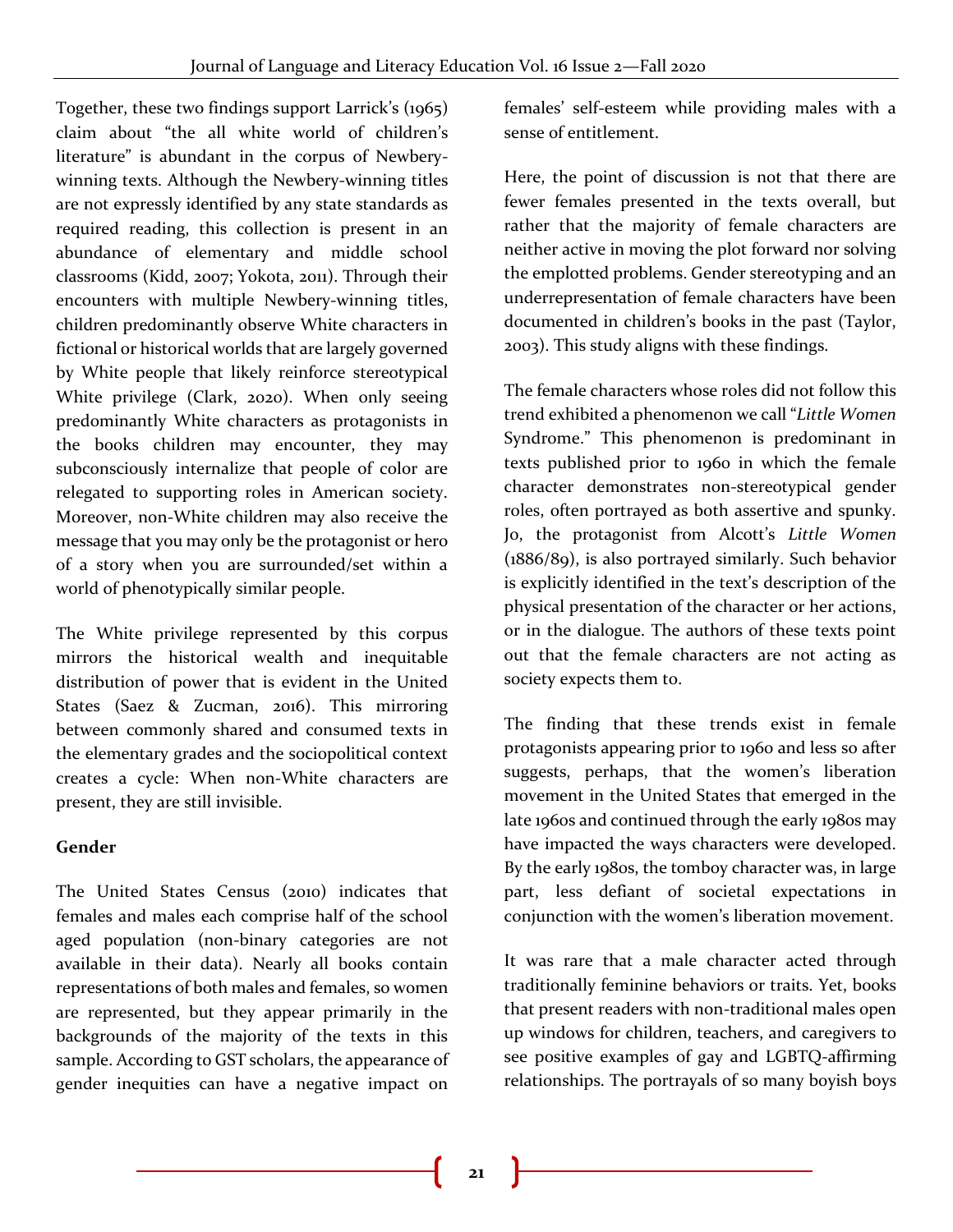Together, these two findings support Larrick's (1965) claim about "the all white world of children's literature" is abundant in the corpus of Newbery-winning texts. Although the Newbery-winning titles are not expressly identified by any state standards as required reading, this collection is present in an abundance of elementary and middle school classrooms (Kidd, 2007; Yokota, 2011). Through their encounters with multiple Newbery-winning titles, children predominantly observe White characters in fictional or historical worlds that are largely governed by White people that likely reinforce stereotypical White privilege (Clark, 2020). When only seeing predominantly White characters as protagonists in the books children may encounter, they may subconsciously internalize that people of color are relegated to supporting roles in American society. Moreover, non-White children may also receive the message that you may only be the protagonist or hero of a story when you are surrounded/set within a world of phenotypically similar people.

The White privilege represented by this corpus mirrors the historical wealth and inequitable distribution of power that is evident in the United States (Saez & Zucman, 2016). This mirroring between commonly shared and consumed texts in the elementary grades and the sociopolitical context creates a cycle: When non-White characters are present, they are still invisible.

**Gender**

The United States Census (2010) indicates that females and males each comprise half of the school aged population (non-binary categories are not available in their data). Nearly all books contain representations of both males and females, so women are represented, but they appear primarily in the backgrounds of the majority of the texts in this sample. According to GST scholars, the appearance of gender inequities can have a negative impact on females' self-esteem while providing males with a sense of entitlement.

Here, the point of discussion is not that there are fewer females presented in the texts overall, but rather that the majority of female characters are neither active in moving the plot forward nor solving the emplotted problems. Gender stereotyping and an underrepresentation of female characters have been documented in children's books in the past (Taylor, 2003). This study aligns with these findings.

The female characters whose roles did not follow this trend exhibited a phenomenon we call "*Little Women* Syndrome." This phenomenon is predominant in texts published prior to 1960 in which the female character demonstrates non-stereotypical gender roles, often portrayed as both assertive and spunky. Jo, the protagonist from Alcott's *Little Women* (1886/89), is also portrayed similarly. Such behavior is explicitly identified in the text's description of the physical presentation of the character or her actions, or in the dialogue. The authors of these texts point out that the female characters are not acting as society expects them to.

The finding that these trends exist in female protagonists appearing prior to 1960 and less so after suggests, perhaps, that the women's liberation movement in the United States that emerged in the late 1960s and continued through the early 1980s may have impacted the ways characters were developed. By the early 1980s, the tomboy character was, in large part, less defiant of societal expectations in conjunction with the women's liberation movement.

It was rare that a male character acted through traditionally feminine behaviors or traits. Yet, books that present readers with non-traditional males open up windows for children, teachers, and caregivers to see positive examples of gay and LGBTQ-affirming relationships. The portrayals of so many boyish boys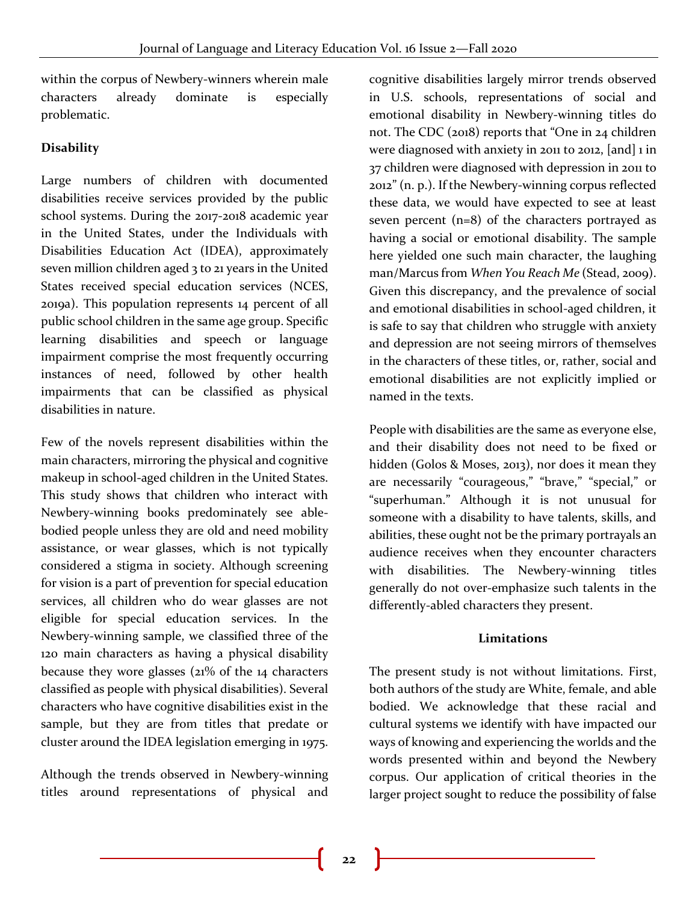within the corpus of Newbery-winners wherein male characters already dominate is especially problematic.

**Disability**

Large numbers of children with documented disabilities receive services provided by the public school systems. During the 2017-2018 academic year in the United States, under the Individuals with Disabilities Education Act (IDEA), approximately seven million children aged 3 to 21 years in the United States received special education services (NCES, 2019a). This population represents 14 percent of all public school children in the same age group. Specific learning disabilities and speech or language impairment comprise the most frequently occurring instances of need, followed by other health impairments that can be classified as physical disabilities in nature.

Few of the novels represent disabilities within the main characters, mirroring the physical and cognitive makeup in school-aged children in the United States. This study shows that children who interact with Newbery-winning books predominately see able-bodied people unless they are old and need mobility assistance, or wear glasses, which is not typically considered a stigma in society. Although screening for vision is a part of prevention for special education services, all children who do wear glasses are not eligible for special education services. In the Newbery-winning sample, we classified three of the 120 main characters as having a physical disability because they wore glasses (21% of the 14 characters classified as people with physical disabilities). Several characters who have cognitive disabilities exist in the sample, but they are from titles that predate or cluster around the IDEA legislation emerging in 1975.

Although the trends observed in Newbery-winning titles around representations of physical and cognitive disabilities largely mirror trends observed in U.S. schools, representations of social and emotional disability in Newbery-winning titles do not. The CDC (2018) reports that "One in 24 children were diagnosed with anxiety in 2011 to 2012, [and] 1 in 37 children were diagnosed with depression in 2011 to 2012" (n. p.). If the Newbery-winning corpus reflected these data, we would have expected to see at least seven percent (n=8) of the characters portrayed as having a social or emotional disability. The sample here yielded one such main character, the laughing man/Marcus from *When You Reach Me* (Stead, 2009). Given this discrepancy, and the prevalence of social and emotional disabilities in school-aged children, it is safe to say that children who struggle with anxiety and depression are not seeing mirrors of themselves in the characters of these titles, or, rather, social and emotional disabilities are not explicitly implied or named in the texts.

People with disabilities are the same as everyone else, and their disability does not need to be fixed or hidden (Golos & Moses, 2013), nor does it mean they are necessarily "courageous," "brave," "special," or "superhuman." Although it is not unusual for someone with a disability to have talents, skills, and abilities, these ought not be the primary portrayals an audience receives when they encounter characters with disabilities. The Newbery-winning titles generally do not over-emphasize such talents in the differently-abled characters they present.

## Limitations

The present study is not without limitations. First, both authors of the study are White, female, and able bodied. We acknowledge that these racial and cultural systems we identify with have impacted our ways of knowing and experiencing the worlds and the words presented within and beyond the Newbery corpus. Our application of critical theories in the larger project sought to reduce the possibility of false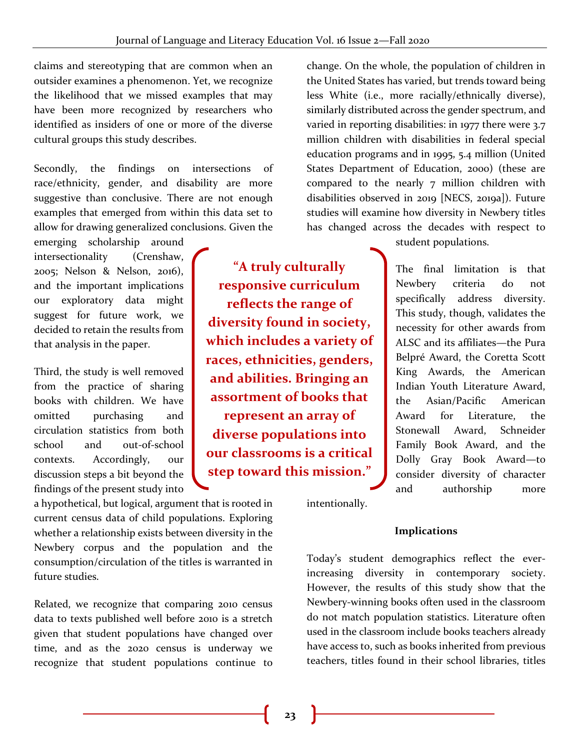claims and stereotyping that are common when an outsider examines a phenomenon. Yet, we recognize the likelihood that we missed examples that may have been more recognized by researchers who identified as insiders of one or more of the diverse cultural groups this study describes.

Secondly, the findings on intersections of race/ethnicity, gender, and disability are more suggestive than conclusive. There are not enough examples that emerged from within this data set to allow for drawing generalized conclusions. Given the emerging scholarship around intersectionality (Crenshaw, 2005; Nelson & Nelson, 2016), and the important implications our exploratory data might suggest for future work, we decided to retain the results from that analysis in the paper.

Third, the study is well removed from the practice of sharing books with children. We have omitted purchasing and circulation statistics from both school and out-of-school contexts. Accordingly, our discussion steps a bit beyond the findings of the present study into a hypothetical, but logical, argument that is rooted in current census data of child populations. Exploring whether a relationship exists between diversity in the Newbery corpus and the population and the consumption/circulation of the titles is warranted in future studies.

Related, we recognize that comparing 2010 census data to texts published well before 2010 is a stretch given that student populations have changed over time, and as the 2020 census is underway we recognize that student populations continue to change. On the whole, the population of children in the United States has varied, but trends toward being less White (i.e., more racially/ethnically diverse), similarly distributed across the gender spectrum, and varied in reporting disabilities: in 1977 there were 3.7 million children with disabilities in federal special education programs and in 1995, 5.4 million (United States Department of Education, 2000) (these are compared to the nearly 7 million children with disabilities observed in 2019 [NECS, 2019a]). Future studies will examine how diversity in Newbery titles has changed across the decades with respect to student populations.

> **"A truly culturally responsive curriculum reflects the range of diversity found in society, which includes a variety of races, ethnicities, genders, and abilities. Bringing an assortment of books that represent an array of diverse populations into our classrooms is a critical step toward this mission."**

The final limitation is that Newbery criteria do not specifically address diversity. This study, though, validates the necessity for other awards from ALSC and its affiliates—the Pura Belpré Award, the Coretta Scott King Awards, the American Indian Youth Literature Award, the Asian/Pacific American Award for Literature, the Stonewall Award, Schneider Family Book Award, and the Dolly Gray Book Award—to consider diversity of character and authorship more intentionally.

## Implications

Today's student demographics reflect the ever-increasing diversity in contemporary society. However, the results of this study show that the Newbery-winning books often used in the classroom do not match population statistics. Literature often used in the classroom include books teachers already have access to, such as books inherited from previous teachers, titles found in their school libraries, titles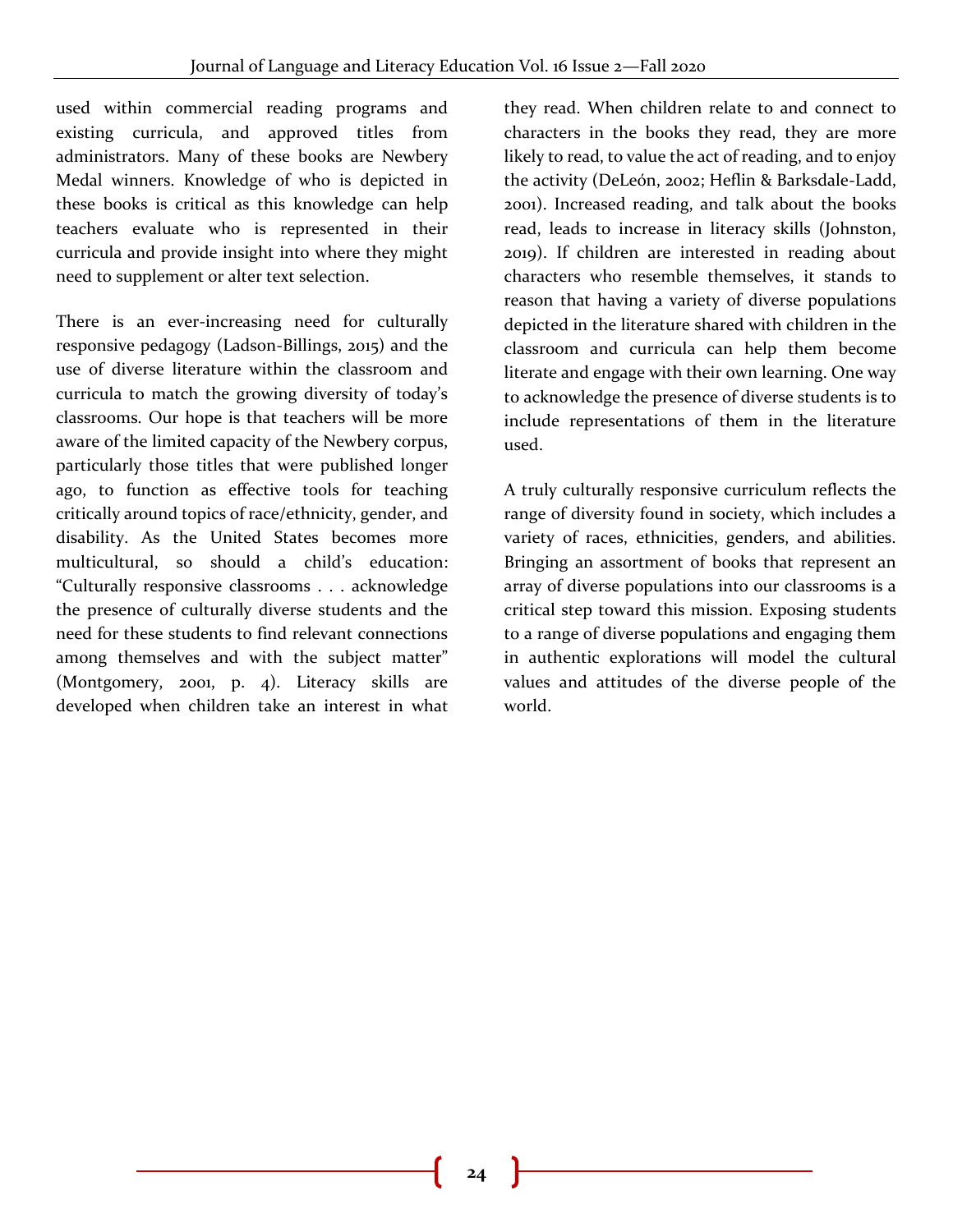used within commercial reading programs and existing curricula, and approved titles from administrators. Many of these books are Newbery Medal winners. Knowledge of who is depicted in these books is critical as this knowledge can help teachers evaluate who is represented in their curricula and provide insight into where they might need to supplement or alter text selection.

There is an ever-increasing need for culturally responsive pedagogy (Ladson-Billings, 2015) and the use of diverse literature within the classroom and curricula to match the growing diversity of today's classrooms. Our hope is that teachers will be more aware of the limited capacity of the Newbery corpus, particularly those titles that were published longer ago, to function as effective tools for teaching critically around topics of race/ethnicity, gender, and disability. As the United States becomes more multicultural, so should a child's education: "Culturally responsive classrooms . . . acknowledge the presence of culturally diverse students and the need for these students to find relevant connections among themselves and with the subject matter" (Montgomery, 2001, p. 4). Literacy skills are developed when children take an interest in what they read. When children relate to and connect to characters in the books they read, they are more likely to read, to value the act of reading, and to enjoy the activity (DeLeón, 2002; Heflin & Barksdale-Ladd, 2001). Increased reading, and talk about the books read, leads to increase in literacy skills (Johnston, 2019). If children are interested in reading about characters who resemble themselves, it stands to reason that having a variety of diverse populations depicted in the literature shared with children in the classroom and curricula can help them become literate and engage with their own learning. One way to acknowledge the presence of diverse students is to include representations of them in the literature used.

A truly culturally responsive curriculum reflects the range of diversity found in society, which includes a variety of races, ethnicities, genders, and abilities. Bringing an assortment of books that represent an array of diverse populations into our classrooms is a critical step toward this mission. Exposing students to a range of diverse populations and engaging them in authentic explorations will model the cultural values and attitudes of the diverse people of the world.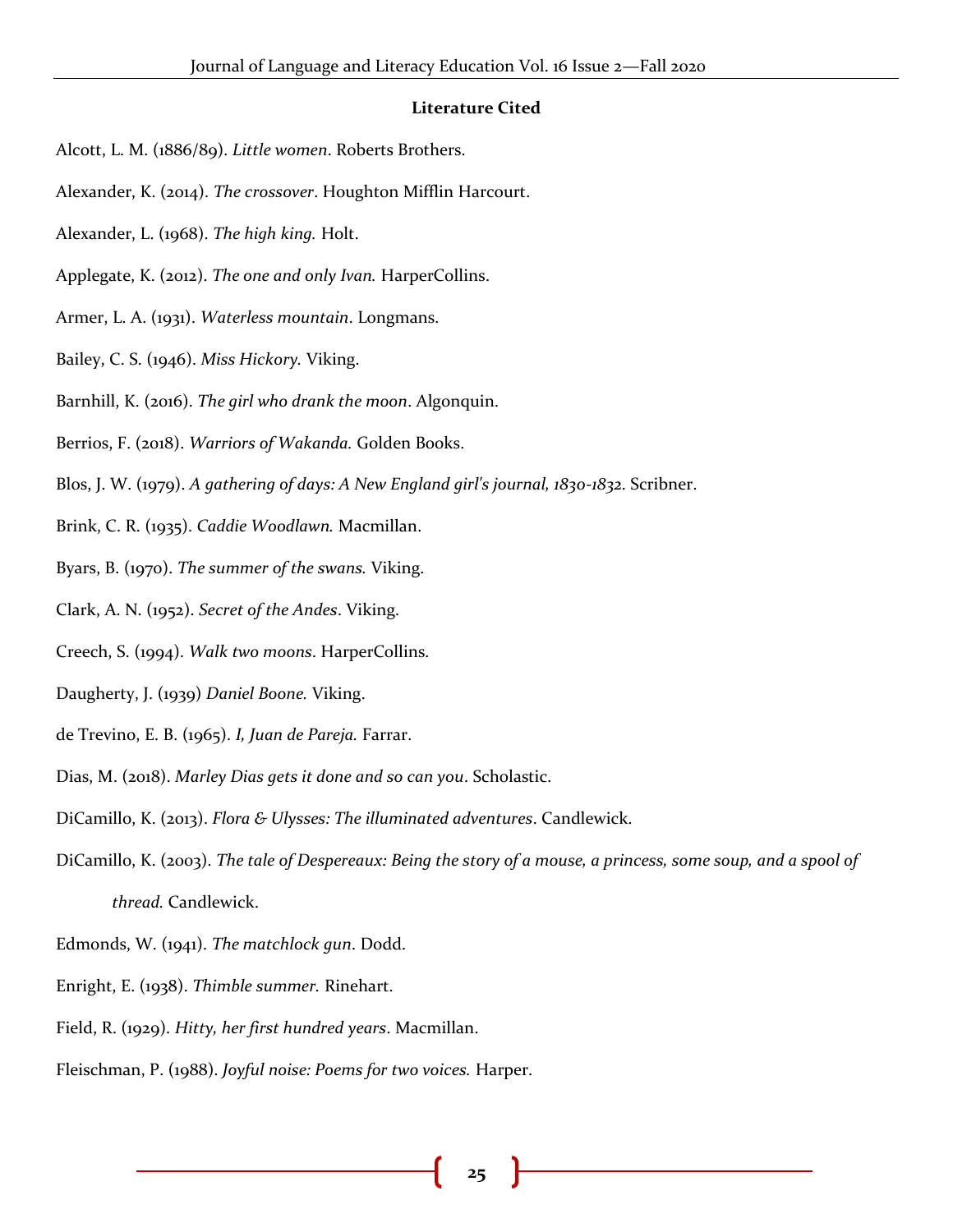**Literature Cited**

Alcott, L. M. (1886/89). *Little women*. Roberts Brothers.

Alexander, K. (2014). *The crossover*. Houghton Mifflin Harcourt.

Alexander, L. (1968). *The high king.* Holt.

Applegate, K. (2012). *The one and only Ivan.* HarperCollins.

Armer, L. A. (1931). *Waterless mountain*. Longmans.

Bailey, C. S. (1946). *Miss Hickory.* Viking.

Barnhill, K. (2016). *The girl who drank the moon*. Algonquin.

Berrios, F. (2018). *Warriors of Wakanda.* Golden Books.

Blos, J. W. (1979). *A gathering of days: A New England girl's journal, 1830-1832*. Scribner.

Brink, C. R. (1935). *Caddie Woodlawn.* Macmillan.

Byars, B. (1970). *The summer of the swans.* Viking.

Clark, A. N. (1952). *Secret of the Andes*. Viking.

Creech, S. (1994). *Walk two moons*. HarperCollins.

Daugherty, J. (1939) *Daniel Boone.* Viking.

de Trevino, E. B. (1965). *I, Juan de Pareja.* Farrar.

Dias, M. (2018). *Marley Dias gets it done and so can you*. Scholastic.

DiCamillo, K. (2013). *Flora & Ulysses: The illuminated adventures*. Candlewick.

DiCamillo, K. (2003). *The tale of Despereaux: Being the story of a mouse, a princess, some soup, and a spool of thread.* Candlewick.

Edmonds, W. (1941). *The matchlock gun*. Dodd.

Enright, E. (1938). *Thimble summer.* Rinehart.

Field, R. (1929). *Hitty, her first hundred years*. Macmillan.

Fleischman, P. (1988). *Joyful noise: Poems for two voices.* Harper.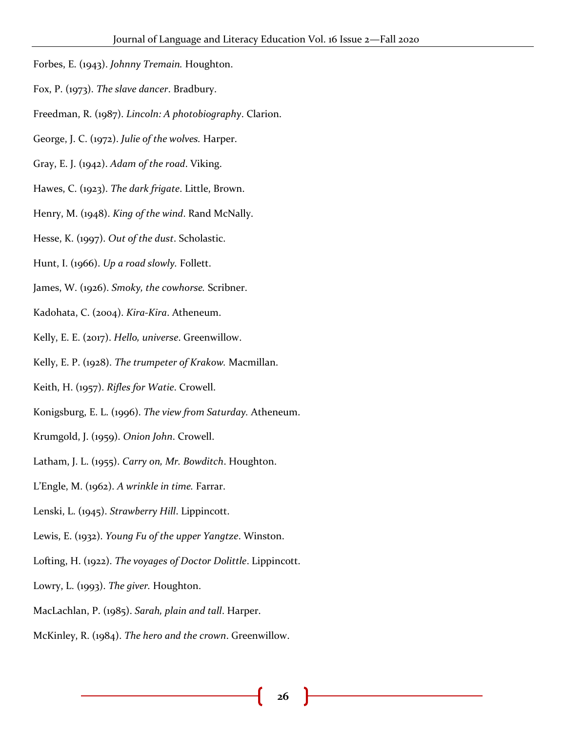Forbes, E. (1943). *Johnny Tremain.* Houghton.

Fox, P. (1973). *The slave dancer*. Bradbury.

Freedman, R. (1987). *Lincoln: A photobiography*. Clarion.

George, J. C. (1972). *Julie of the wolves.* Harper.

Gray, E. J. (1942). *Adam of the road*. Viking.

Hawes, C. (1923). *The dark frigate*. Little, Brown.

Henry, M. (1948). *King of the wind*. Rand McNally.

Hesse, K. (1997). *Out of the dust*. Scholastic.

Hunt, I. (1966). *Up a road slowly.* Follett.

James, W. (1926). *Smoky, the cowhorse.* Scribner.

Kadohata, C. (2004). *Kira-Kira*. Atheneum.

Kelly, E. E. (2017). *Hello, universe*. Greenwillow.

Kelly, E. P. (1928). *The trumpeter of Krakow.* Macmillan.

Keith, H. (1957). *Rifles for Watie*. Crowell.

Konigsburg, E. L. (1996). *The view from Saturday.* Atheneum.

Krumgold, J. (1959). *Onion John*. Crowell.

Latham, J. L. (1955). *Carry on, Mr. Bowditch*. Houghton.

L'Engle, M. (1962). *A wrinkle in time.* Farrar.

Lenski, L. (1945). *Strawberry Hill*. Lippincott.

Lewis, E. (1932). *Young Fu of the upper Yangtze*. Winston.

Lofting, H. (1922). *The voyages of Doctor Dolittle*. Lippincott.

Lowry, L. (1993). *The giver.* Houghton.

MacLachlan, P. (1985). *Sarah, plain and tall*. Harper.

McKinley, R. (1984). *The hero and the crown*. Greenwillow.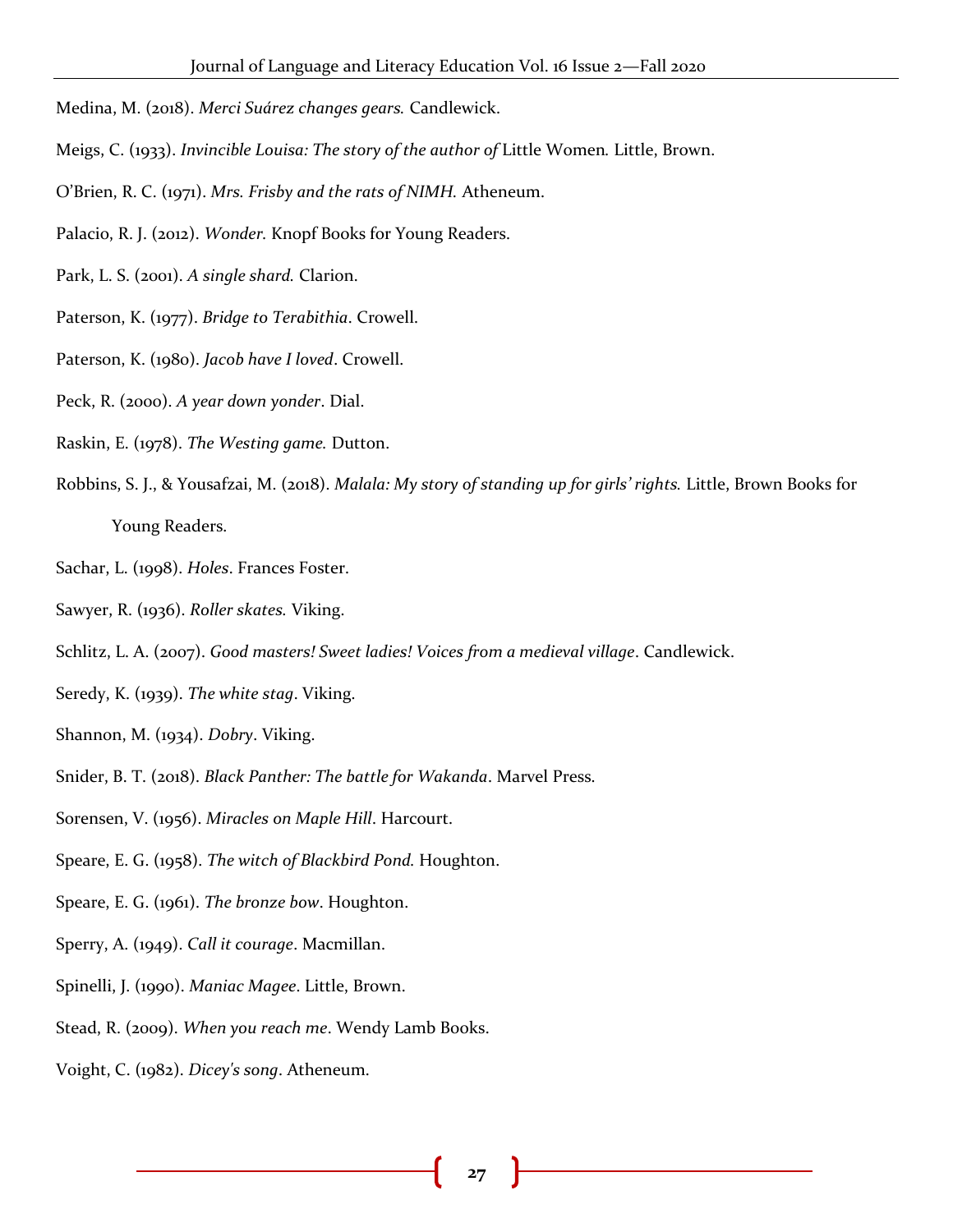Medina, M. (2018). *Merci Suárez changes gears.* Candlewick.

Meigs, C. (1933). *Invincible Louisa: The story of the author of* Little Women*.* Little, Brown.

O'Brien, R. C. (1971). *Mrs. Frisby and the rats of NIMH.* Atheneum.

Palacio, R. J. (2012). *Wonder.* Knopf Books for Young Readers.

Park, L. S. (2001). *A single shard.* Clarion.

Paterson, K. (1977). *Bridge to Terabithia*. Crowell.

Paterson, K. (1980). *Jacob have I loved*. Crowell.

Peck, R. (2000). *A year down yonder*. Dial.

Raskin, E. (1978). *The Westing game.* Dutton.

Robbins, S. J., & Yousafzai, M. (2018). *Malala: My story of standing up for girls' rights.* Little, Brown Books for Young Readers.

Sachar, L. (1998). *Holes*. Frances Foster.

Sawyer, R. (1936). *Roller skates.* Viking.

Schlitz, L. A. (2007). *Good masters! Sweet ladies! Voices from a medieval village*. Candlewick.

Seredy, K. (1939). *The white stag*. Viking.

Shannon, M. (1934). *Dobry*. Viking.

Snider, B. T. (2018). *Black Panther: The battle for Wakanda*. Marvel Press.

Sorensen, V. (1956). *Miracles on Maple Hill*. Harcourt.

Speare, E. G. (1958). *The witch of Blackbird Pond.* Houghton.

Speare, E. G. (1961). *The bronze bow*. Houghton.

Sperry, A. (1949). *Call it courage*. Macmillan.

Spinelli, J. (1990). *Maniac Magee*. Little, Brown.

Stead, R. (2009). *When you reach me*. Wendy Lamb Books.

Voight, C. (1982). *Dicey's song*. Atheneum.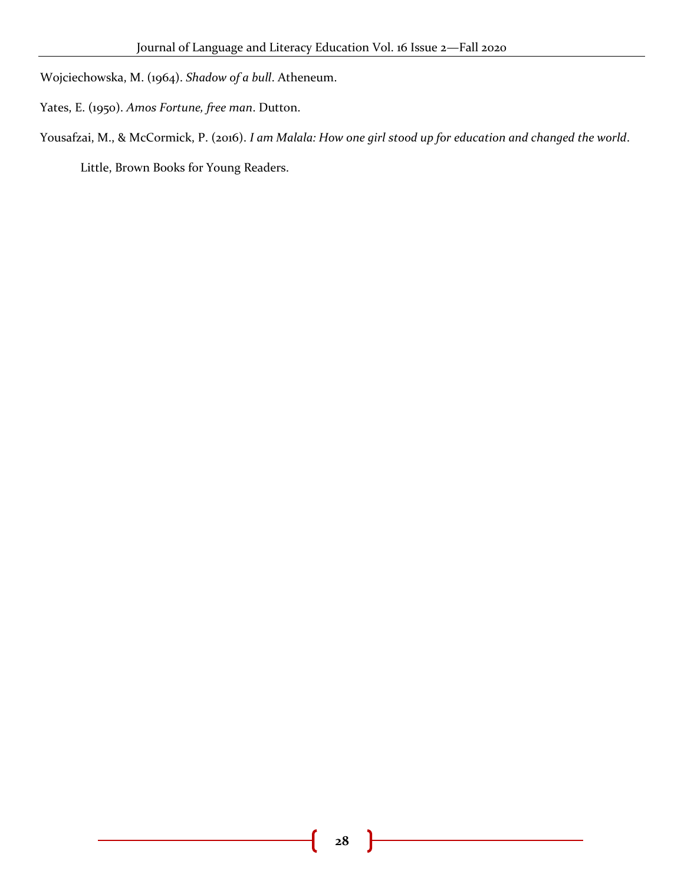Wojciechowska, M. (1964). *Shadow of a bull*. Atheneum.

Yates, E. (1950). *Amos Fortune, free man*. Dutton.

Yousafzai, M., & McCormick, P. (2016). *I am Malala: How one girl stood up for education and changed the world*. Little, Brown Books for Young Readers.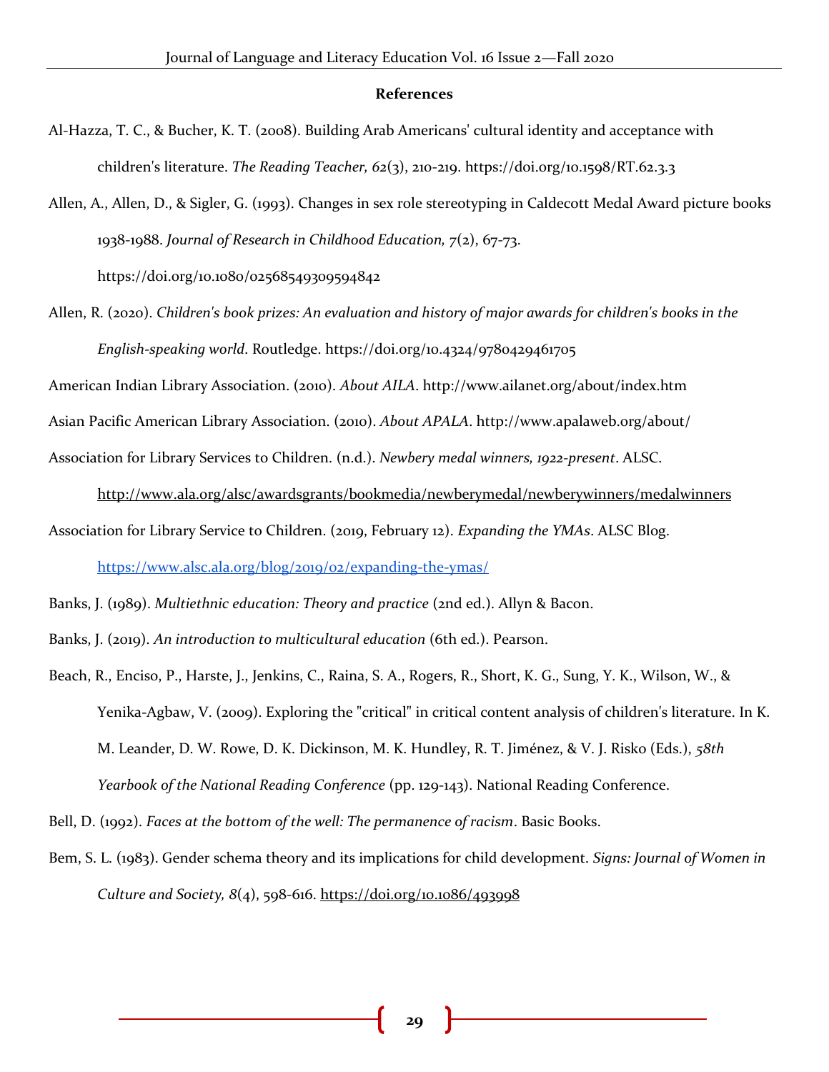**References**

Al-Hazza, T. C., & Bucher, K. T. (2008). Building Arab Americans' cultural identity and acceptance with children's literature. *The Reading Teacher, 62*(3), 210-219. https://doi.org/10.1598/RT.62.3.3

Allen, A., Allen, D., & Sigler, G. (1993). Changes in sex role stereotyping in Caldecott Medal Award picture books 1938-1988. *Journal of Research in Childhood Education, 7*(2), 67-73. https://doi.org/10.1080/02568549309594842

Allen, R. (2020). *Children's book prizes: An evaluation and history of major awards for children's books in the English-speaking world*. Routledge. https://doi.org/10.4324/9780429461705

American Indian Library Association. (2010). *About AILA*. http://www.ailanet.org/about/index.htm

Asian Pacific American Library Association. (2010). *About APALA*. http://www.apalaweb.org/about/

Association for Library Services to Children. (n.d.). *Newbery medal winners, 1922-present*. ALSC. http://www.ala.org/alsc/awardsgrants/bookmedia/newberymedal/newberywinners/medalwinners

Association for Library Service to Children. (2019, February 12). *Expanding the YMAs*. ALSC Blog. https://www.alsc.ala.org/blog/2019/02/expanding-the-ymas/

Banks, J. (1989). *Multiethnic education: Theory and practice* (2nd ed.). Allyn & Bacon.

Banks, J. (2019). *An introduction to multicultural education* (6th ed.). Pearson.

Beach, R., Enciso, P., Harste, J., Jenkins, C., Raina, S. A., Rogers, R., Short, K. G., Sung, Y. K., Wilson, W., & Yenika-Agbaw, V. (2009). Exploring the "critical" in critical content analysis of children's literature. In K. M. Leander, D. W. Rowe, D. K. Dickinson, M. K. Hundley, R. T. Jiménez, & V. J. Risko (Eds.), *58th Yearbook of the National Reading Conference* (pp. 129-143). National Reading Conference.

Bell, D. (1992). *Faces at the bottom of the well: The permanence of racism*. Basic Books.

Bem, S. L. (1983). Gender schema theory and its implications for child development. *Signs: Journal of Women in Culture and Society, 8*(4), 598-616. https://doi.org/10.1086/493998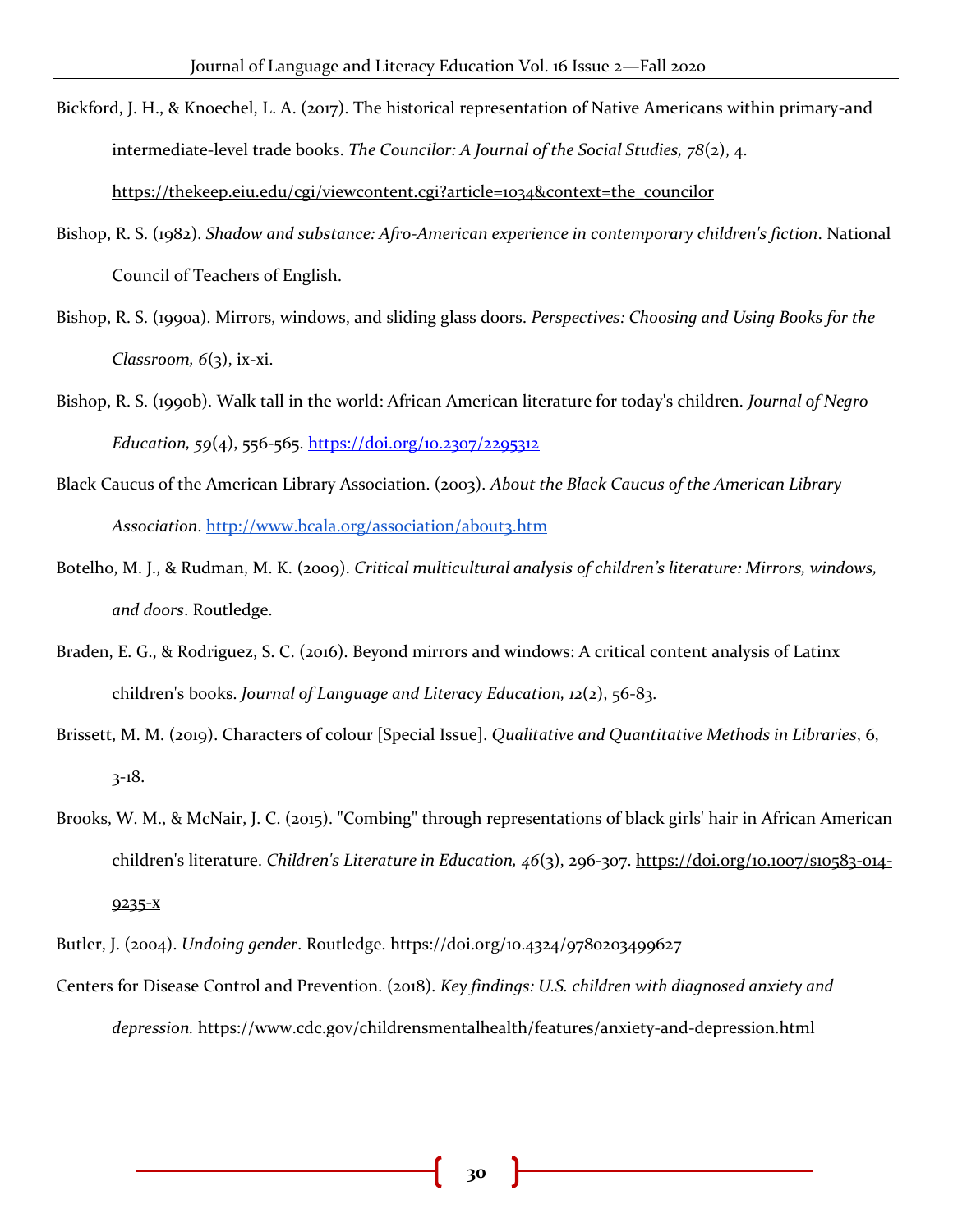Bickford, J. H., & Knoechel, L. A. (2017). The historical representation of Native Americans within primary-and intermediate-level trade books. *The Councilor: A Journal of the Social Studies, 78*(2), 4. https://thekeep.eiu.edu/cgi/viewcontent.cgi?article=1034&context=the_councilor

Bishop, R. S. (1982). *Shadow and substance: Afro-American experience in contemporary children's fiction*. National Council of Teachers of English.

Bishop, R. S. (1990a). Mirrors, windows, and sliding glass doors. *Perspectives: Choosing and Using Books for the Classroom, 6*(3), ix-xi.

Bishop, R. S. (1990b). Walk tall in the world: African American literature for today's children. *Journal of Negro Education, 59*(4), 556-565. https://doi.org/10.2307/2295312

Black Caucus of the American Library Association. (2003). *About the Black Caucus of the American Library Association*. http://www.bcala.org/association/about3.htm

Botelho, M. J., & Rudman, M. K. (2009). *Critical multicultural analysis of children's literature: Mirrors, windows, and doors*. Routledge.

Braden, E. G., & Rodriguez, S. C. (2016). Beyond mirrors and windows: A critical content analysis of Latinx children's books. *Journal of Language and Literacy Education, 12*(2), 56-83.

Brissett, M. M. (2019). Characters of colour [Special Issue]. *Qualitative and Quantitative Methods in Libraries*, 6, 3-18.

Brooks, W. M., & McNair, J. C. (2015). "Combing" through representations of black girls' hair in African American children's literature. *Children's Literature in Education, 46*(3), 296-307. https://doi.org/10.1007/s10583-014-9235-x

Butler, J. (2004). *Undoing gender*. Routledge. https://doi.org/10.4324/9780203499627

Centers for Disease Control and Prevention. (2018). *Key findings: U.S. children with diagnosed anxiety and depression.* https://www.cdc.gov/childrensmentalhealth/features/anxiety-and-depression.html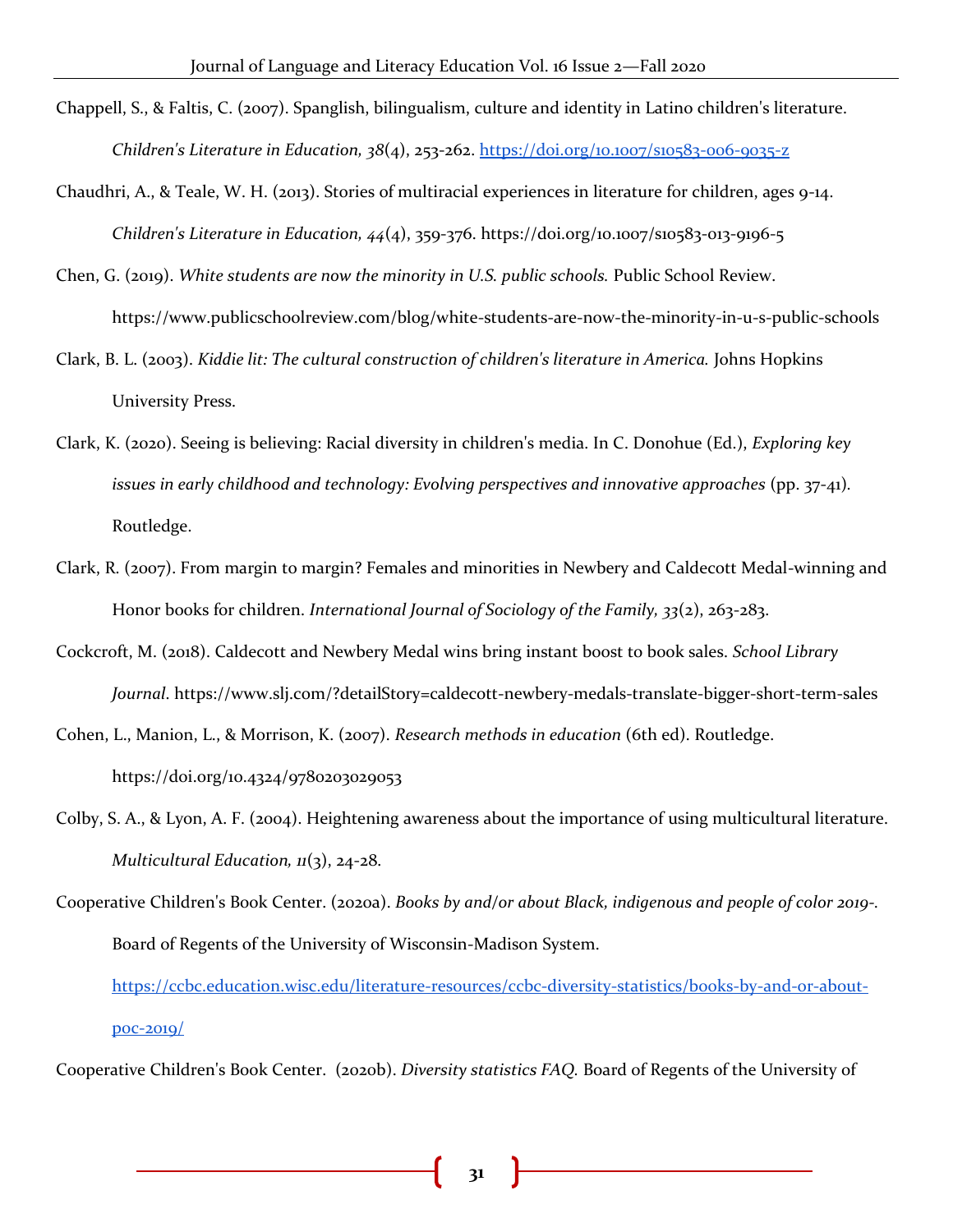Chappell, S., & Faltis, C. (2007). Spanglish, bilingualism, culture and identity in Latino children's literature. *Children's Literature in Education, 38*(4), 253-262. https://doi.org/10.1007/s10583-006-9035-z

Chaudhri, A., & Teale, W. H. (2013). Stories of multiracial experiences in literature for children, ages 9-14. *Children's Literature in Education, 44*(4), 359-376. https://doi.org/10.1007/s10583-013-9196-5

Chen, G. (2019). *White students are now the minority in U.S. public schools.* Public School Review. https://www.publicschoolreview.com/blog/white-students-are-now-the-minority-in-u-s-public-schools

Clark, B. L. (2003). *Kiddie lit: The cultural construction of children's literature in America.* Johns Hopkins University Press.

Clark, K. (2020). Seeing is believing: Racial diversity in children's media. In C. Donohue (Ed.), *Exploring key issues in early childhood and technology: Evolving perspectives and innovative approaches* (pp. 37-41). Routledge.

Clark, R. (2007). From margin to margin? Females and minorities in Newbery and Caldecott Medal-winning and Honor books for children. *International Journal of Sociology of the Family, 33*(2), 263-283.

Cockcroft, M. (2018). Caldecott and Newbery Medal wins bring instant boost to book sales. *School Library Journal*. https://www.slj.com/?detailStory=caldecott-newbery-medals-translate-bigger-short-term-sales

Cohen, L., Manion, L., & Morrison, K. (2007). *Research methods in education* (6th ed). Routledge. https://doi.org/10.4324/9780203029053

Colby, S. A., & Lyon, A. F. (2004). Heightening awareness about the importance of using multicultural literature. *Multicultural Education, 11*(3), 24-28.

Cooperative Children's Book Center. (2020a). *Books by and/or about Black, indigenous and people of color 2019-*. Board of Regents of the University of Wisconsin-Madison System. https://ccbc.education.wisc.edu/literature-resources/ccbc-diversity-statistics/books-by-and-or-about-poc-2019/

Cooperative Children's Book Center. (2020b). *Diversity statistics FAQ.* Board of Regents of the University of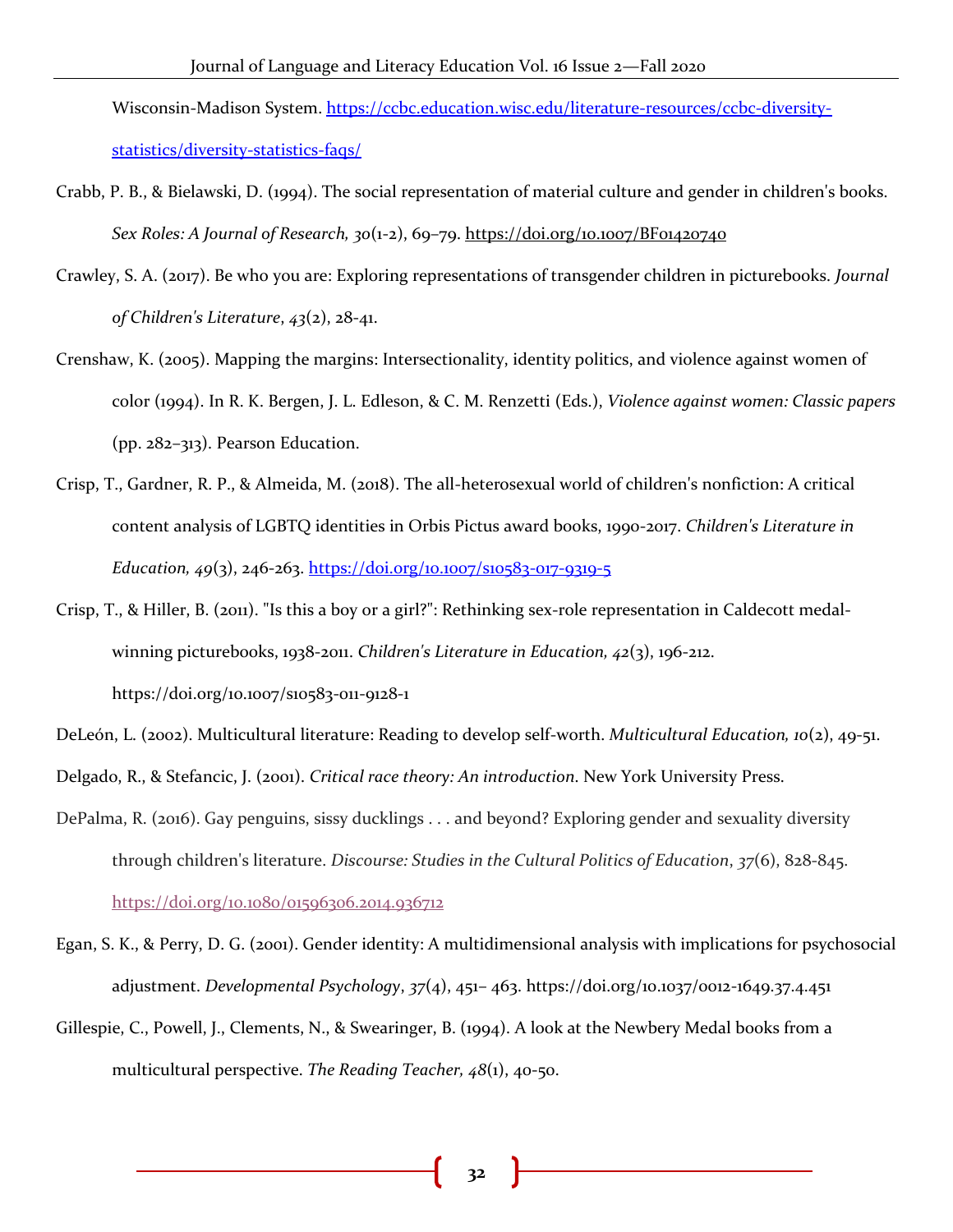Wisconsin-Madison System. https://ccbc.education.wisc.edu/literature-resources/ccbc-diversity-statistics/diversity-statistics-faqs/

Crabb, P. B., & Bielawski, D. (1994). The social representation of material culture and gender in children's books. *Sex Roles: A Journal of Research, 30*(1-2), 69–79. https://doi.org/10.1007/BF01420740

Crawley, S. A. (2017). Be who you are: Exploring representations of transgender children in picturebooks. *Journal of Children's Literature*, *43*(2), 28-41.

Crenshaw, K. (2005). Mapping the margins: Intersectionality, identity politics, and violence against women of color (1994). In R. K. Bergen, J. L. Edleson, & C. M. Renzetti (Eds.), *Violence against women: Classic papers* (pp. 282–313). Pearson Education.

Crisp, T., Gardner, R. P., & Almeida, M. (2018). The all-heterosexual world of children's nonfiction: A critical content analysis of LGBTQ identities in Orbis Pictus award books, 1990-2017. *Children's Literature in Education, 49*(3), 246-263. https://doi.org/10.1007/s10583-017-9319-5

Crisp, T., & Hiller, B. (2011). "Is this a boy or a girl?": Rethinking sex-role representation in Caldecott medal-winning picturebooks, 1938-2011. *Children's Literature in Education, 42*(3), 196-212. https://doi.org/10.1007/s10583-011-9128-1

DeLeón, L. (2002). Multicultural literature: Reading to develop self-worth. *Multicultural Education, 10*(2), 49-51.

Delgado, R., & Stefancic, J. (2001). *Critical race theory: An introduction*. New York University Press.

DePalma, R. (2016). Gay penguins, sissy ducklings . . . and beyond? Exploring gender and sexuality diversity through children's literature. *Discourse: Studies in the Cultural Politics of Education*, *37*(6), 828-845. https://doi.org/10.1080/01596306.2014.936712

Egan, S. K., & Perry, D. G. (2001). Gender identity: A multidimensional analysis with implications for psychosocial adjustment. *Developmental Psychology*, *37*(4), 451– 463. https://doi.org/10.1037/0012-1649.37.4.451

Gillespie, C., Powell, J., Clements, N., & Swearinger, B. (1994). A look at the Newbery Medal books from a multicultural perspective. *The Reading Teacher, 48*(1), 40-50.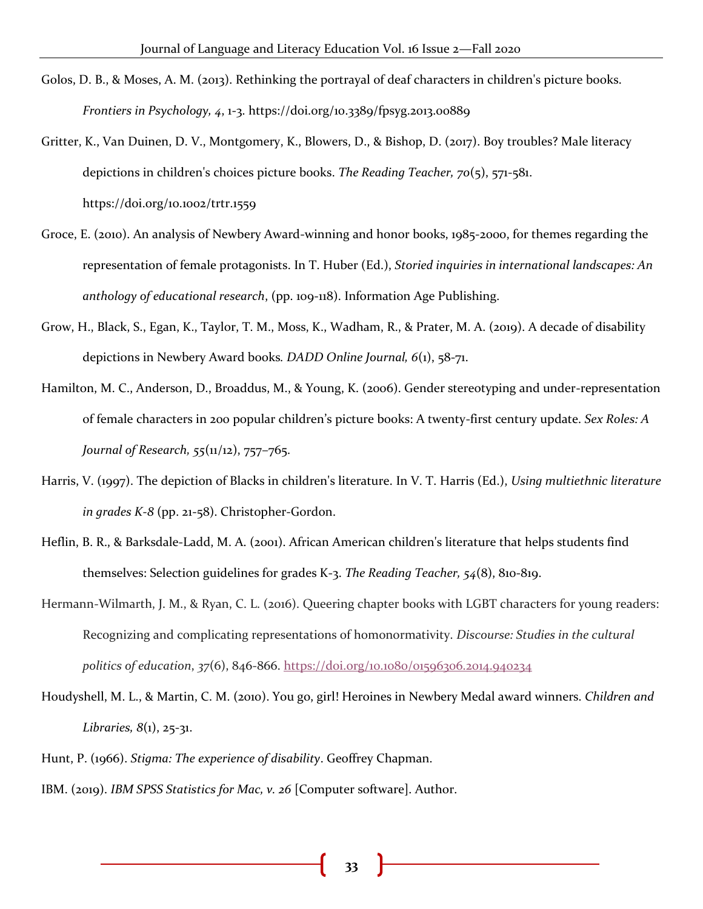Golos, D. B., & Moses, A. M. (2013). Rethinking the portrayal of deaf characters in children's picture books. *Frontiers in Psychology, 4*, 1-3. https://doi.org/10.3389/fpsyg.2013.00889

Gritter, K., Van Duinen, D. V., Montgomery, K., Blowers, D., & Bishop, D. (2017). Boy troubles? Male literacy depictions in children's choices picture books. *The Reading Teacher, 70*(5), 571-581. https://doi.org/10.1002/trtr.1559

Groce, E. (2010). An analysis of Newbery Award-winning and honor books, 1985-2000, for themes regarding the representation of female protagonists. In T. Huber (Ed.), *Storied inquiries in international landscapes: An anthology of educational research*, (pp. 109-118). Information Age Publishing.

Grow, H., Black, S., Egan, K., Taylor, T. M., Moss, K., Wadham, R., & Prater, M. A. (2019). A decade of disability depictions in Newbery Award books*. DADD Online Journal, 6*(1), 58-71.

Hamilton, M. C., Anderson, D., Broaddus, M., & Young, K. (2006). Gender stereotyping and under-representation of female characters in 200 popular children's picture books: A twenty-first century update. *Sex Roles: A Journal of Research, 55*(11/12), 757–765.

Harris, V. (1997). The depiction of Blacks in children's literature. In V. T. Harris (Ed.), *Using multiethnic literature in grades K-8* (pp. 21-58). Christopher-Gordon.

Heflin, B. R., & Barksdale-Ladd, M. A. (2001). African American children's literature that helps students find themselves: Selection guidelines for grades K-3. *The Reading Teacher, 54*(8), 810-819.

Hermann-Wilmarth, J. M., & Ryan, C. L. (2016). Queering chapter books with LGBT characters for young readers: Recognizing and complicating representations of homonormativity. *Discourse: Studies in the cultural politics of education*, *37*(6), 846-866. https://doi.org/10.1080/01596306.2014.940234

Houdyshell, M. L., & Martin, C. M. (2010). You go, girl! Heroines in Newbery Medal award winners. *Children and Libraries, 8*(1), 25-31.

Hunt, P. (1966). *Stigma: The experience of disability*. Geoffrey Chapman.

IBM. (2019). *IBM SPSS Statistics for Mac, v. 26* [Computer software]. Author.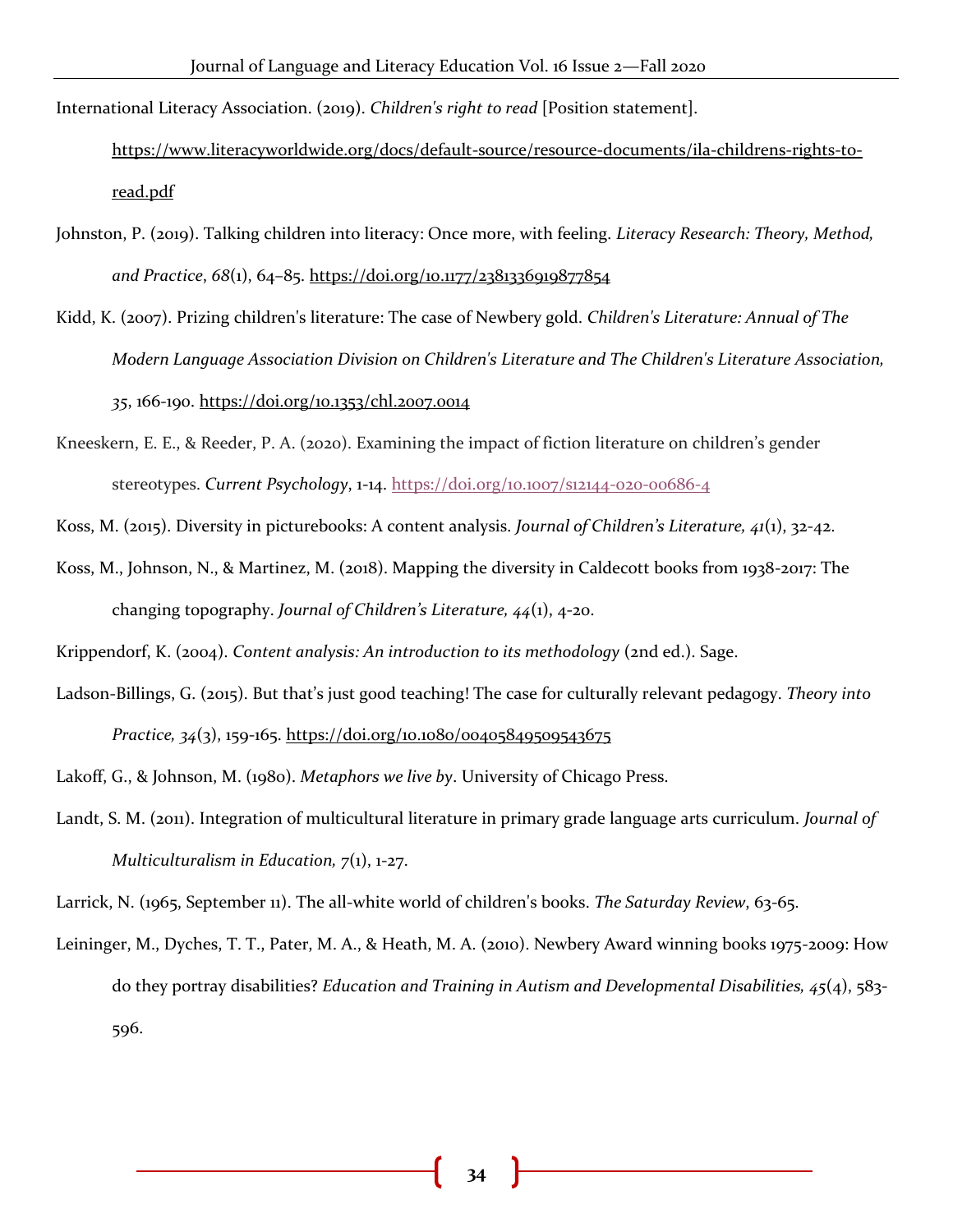International Literacy Association. (2019). *Children's right to read* [Position statement]. https://www.literacyworldwide.org/docs/default-source/resource-documents/ila-childrens-rights-to-read.pdf

Johnston, P. (2019). Talking children into literacy: Once more, with feeling. *Literacy Research: Theory, Method, and Practice*, *68*(1), 64–85. https://doi.org/10.1177/2381336919877854

Kidd, K. (2007). Prizing children's literature: The case of Newbery gold. *Children's Literature: Annual of The Modern Language Association Division on Children's Literature and The Children's Literature Association, 35*, 166-190. https://doi.org/10.1353/chl.2007.0014

Kneeskern, E. E., & Reeder, P. A. (2020). Examining the impact of fiction literature on children's gender stereotypes. *Current Psychology*, 1-14. https://doi.org/10.1007/s12144-020-00686-4

Koss, M. (2015). Diversity in picturebooks: A content analysis. *Journal of Children's Literature, 41*(1), 32-42.

Koss, M., Johnson, N., & Martinez, M. (2018). Mapping the diversity in Caldecott books from 1938-2017: The changing topography. *Journal of Children's Literature, 44*(1), 4-20.

Krippendorf, K. (2004). *Content analysis: An introduction to its methodology* (2nd ed.). Sage.

Ladson-Billings, G. (2015). But that's just good teaching! The case for culturally relevant pedagogy. *Theory into Practice, 34*(3), 159-165. https://doi.org/10.1080/00405849509543675

Lakoff, G., & Johnson, M. (1980). *Metaphors we live by*. University of Chicago Press.

Landt, S. M. (2011). Integration of multicultural literature in primary grade language arts curriculum. *Journal of Multiculturalism in Education, 7*(1), 1-27.

Larrick, N. (1965, September 11). The all-white world of children's books. *The Saturday Review*, 63-65.

Leininger, M., Dyches, T. T., Pater, M. A., & Heath, M. A. (2010). Newbery Award winning books 1975-2009: How do they portray disabilities? *Education and Training in Autism and Developmental Disabilities, 45*(4), 583-596.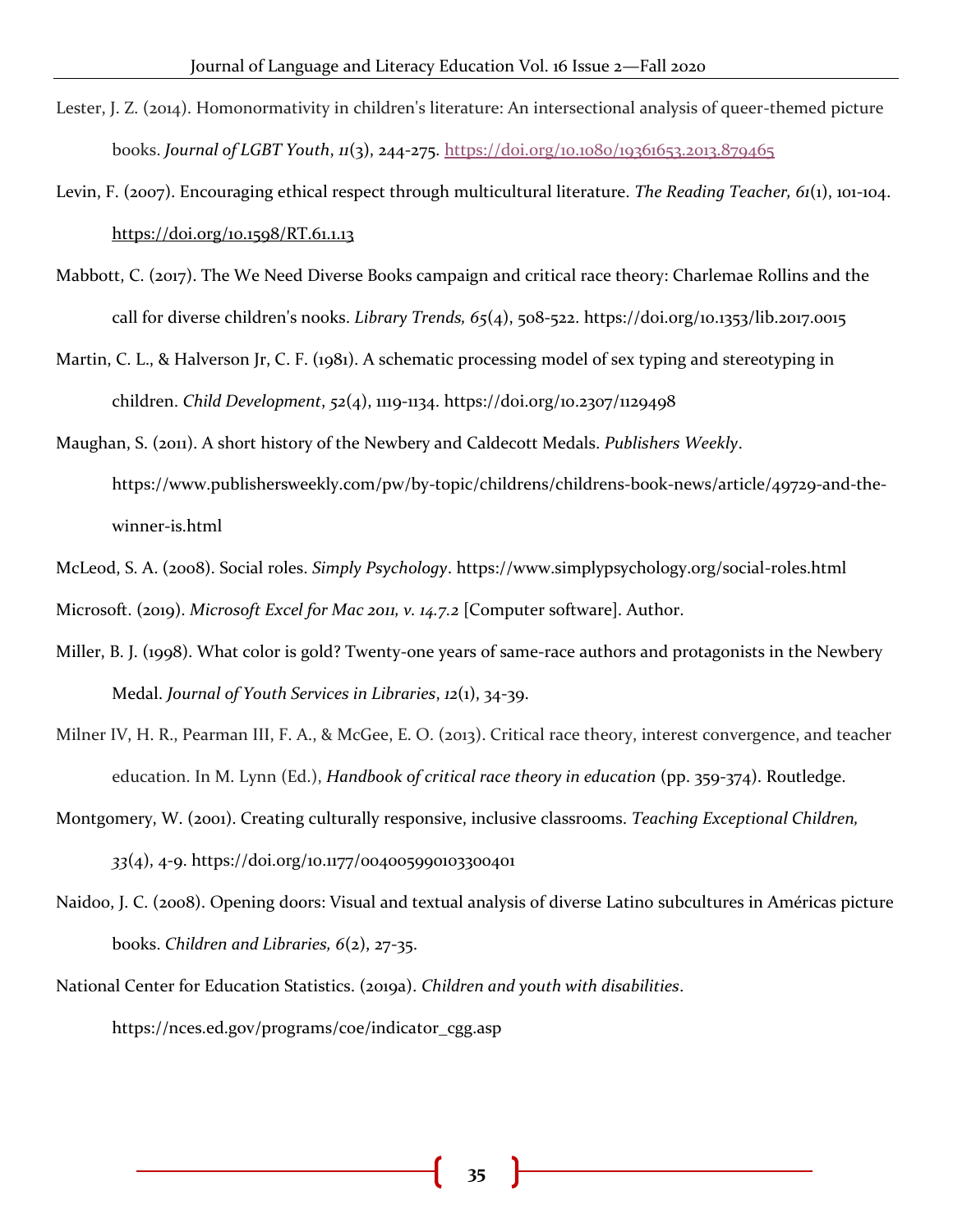Lester, J. Z. (2014). Homonormativity in children's literature: An intersectional analysis of queer-themed picture books. *Journal of LGBT Youth*, *11*(3), 244-275. https://doi.org/10.1080/19361653.2013.879465

Levin, F. (2007). Encouraging ethical respect through multicultural literature. *The Reading Teacher, 61*(1), 101-104. https://doi.org/10.1598/RT.61.1.13

Mabbott, C. (2017). The We Need Diverse Books campaign and critical race theory: Charlemae Rollins and the call for diverse children's nooks. *Library Trends, 65*(4), 508-522. https://doi.org/10.1353/lib.2017.0015

Martin, C. L., & Halverson Jr, C. F. (1981). A schematic processing model of sex typing and stereotyping in children. *Child Development*, *52*(4), 1119-1134. https://doi.org/10.2307/1129498

Maughan, S. (2011). A short history of the Newbery and Caldecott Medals. *Publishers Weekly*. https://www.publishersweekly.com/pw/by-topic/childrens/childrens-book-news/article/49729-and-the-winner-is.html

McLeod, S. A. (2008). Social roles. *Simply Psychology*. https://www.simplypsychology.org/social-roles.html

Microsoft. (2019). *Microsoft Excel for Mac 2011, v. 14.7.2* [Computer software]. Author.

Miller, B. J. (1998). What color is gold? Twenty-one years of same-race authors and protagonists in the Newbery Medal. *Journal of Youth Services in Libraries*, *12*(1), 34-39.

Milner IV, H. R., Pearman III, F. A., & McGee, E. O. (2013). Critical race theory, interest convergence, and teacher education. In M. Lynn (Ed.), *Handbook of critical race theory in education* (pp. 359-374). Routledge.

Montgomery, W. (2001). Creating culturally responsive, inclusive classrooms. *Teaching Exceptional Children, 33*(4), 4-9. https://doi.org/10.1177/004005990103300401

Naidoo, J. C. (2008). Opening doors: Visual and textual analysis of diverse Latino subcultures in Américas picture books. *Children and Libraries, 6*(2), 27-35.

National Center for Education Statistics. (2019a). *Children and youth with disabilities*. https://nces.ed.gov/programs/coe/indicator_cgg.asp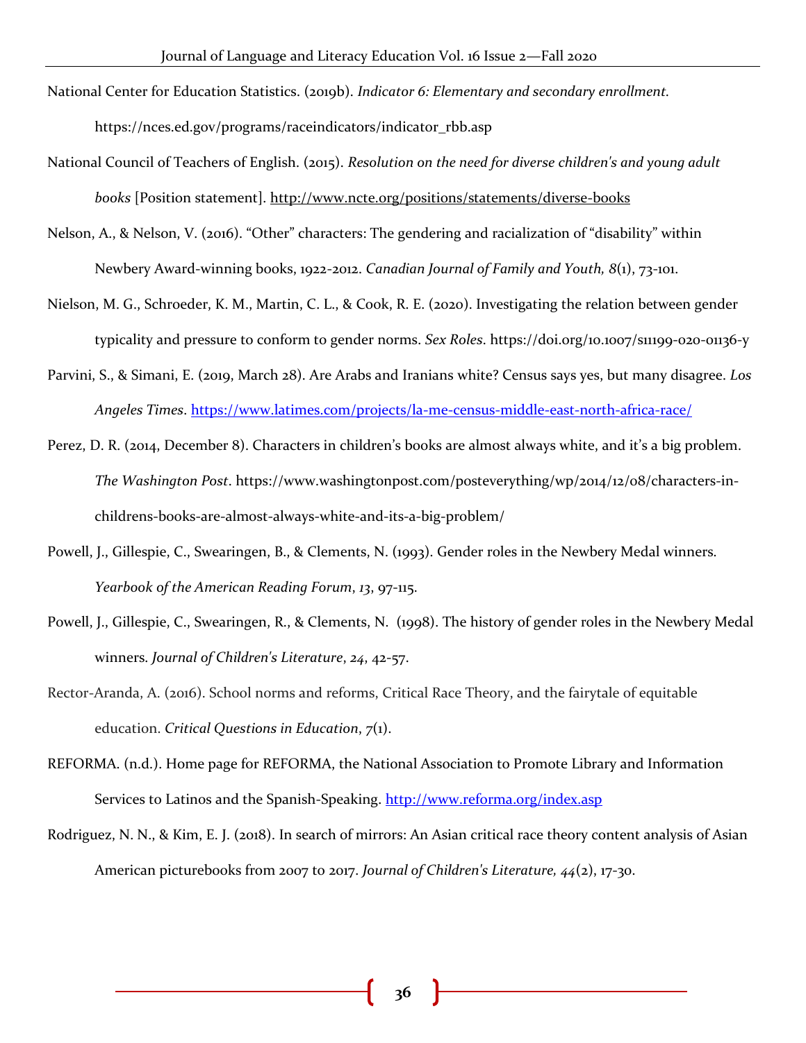National Center for Education Statistics. (2019b). *Indicator 6: Elementary and secondary enrollment.* https://nces.ed.gov/programs/raceindicators/indicator_rbb.asp

National Council of Teachers of English. (2015). *Resolution on the need for diverse children's and young adult books* [Position statement]. http://www.ncte.org/positions/statements/diverse-books

Nelson, A., & Nelson, V. (2016). "Other" characters: The gendering and racialization of "disability" within Newbery Award-winning books, 1922-2012. *Canadian Journal of Family and Youth, 8*(1), 73-101.

Nielson, M. G., Schroeder, K. M., Martin, C. L., & Cook, R. E. (2020). Investigating the relation between gender typicality and pressure to conform to gender norms. *Sex Roles*. https://doi.org/10.1007/s11199-020-01136-y

Parvini, S., & Simani, E. (2019, March 28). Are Arabs and Iranians white? Census says yes, but many disagree. *Los Angeles Times*. https://www.latimes.com/projects/la-me-census-middle-east-north-africa-race/

Perez, D. R. (2014, December 8). Characters in children's books are almost always white, and it's a big problem. *The Washington Post*. https://www.washingtonpost.com/posteverything/wp/2014/12/08/characters-in-childrens-books-are-almost-always-white-and-its-a-big-problem/

Powell, J., Gillespie, C., Swearingen, B., & Clements, N. (1993). Gender roles in the Newbery Medal winners. *Yearbook of the American Reading Forum*, *13*, 97-115.

Powell, J., Gillespie, C., Swearingen, R., & Clements, N. (1998). The history of gender roles in the Newbery Medal winners. *Journal of Children's Literature*, *24*, 42-57.

Rector-Aranda, A. (2016). School norms and reforms, Critical Race Theory, and the fairytale of equitable education. *Critical Questions in Education*, *7*(1).

REFORMA. (n.d.). Home page for REFORMA, the National Association to Promote Library and Information Services to Latinos and the Spanish-Speaking. http://www.reforma.org/index.asp

Rodriguez, N. N., & Kim, E. J. (2018). In search of mirrors: An Asian critical race theory content analysis of Asian American picturebooks from 2007 to 2017. *Journal of Children's Literature, 44*(2), 17-30.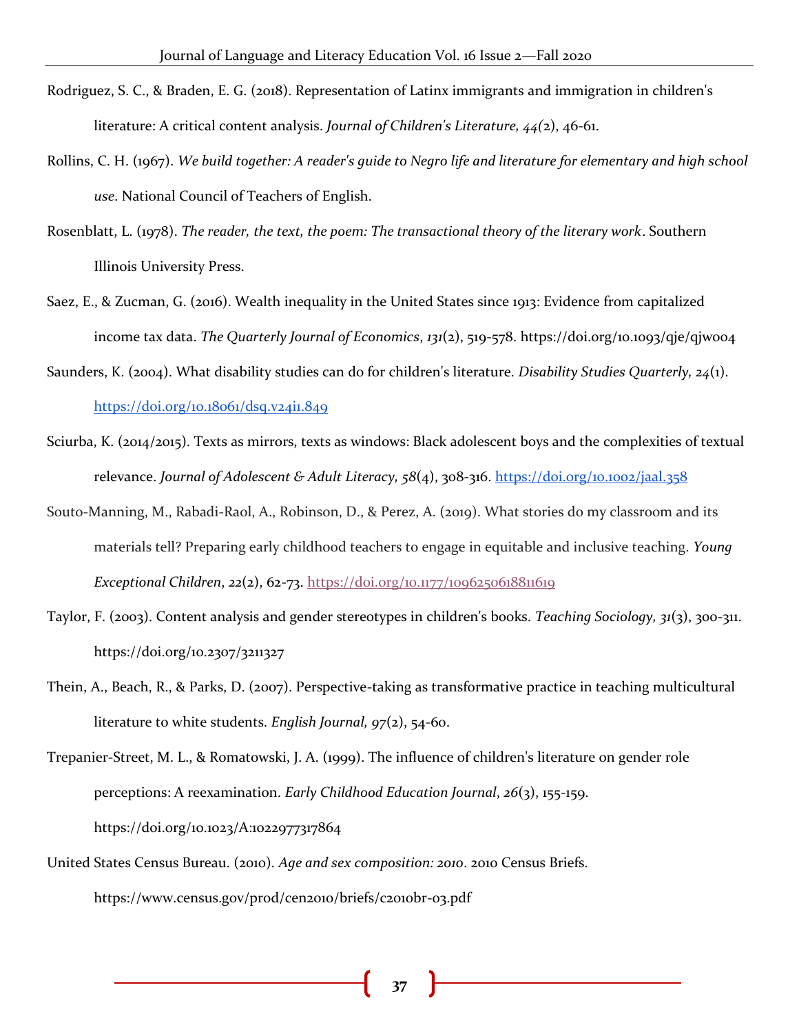Rodriguez, S. C., & Braden, E. G. (2018). Representation of Latinx immigrants and immigration in children's literature: A critical content analysis. *Journal of Children's Literature, 44(2*), 46-61.

Rollins, C. H. (1967). *We build together: A reader's guide to Negro life and literature for elementary and high school use*. National Council of Teachers of English.

Rosenblatt, L. (1978). *The reader, the text, the poem: The transactional theory of the literary work*. Southern Illinois University Press.

Saez, E., & Zucman, G. (2016). Wealth inequality in the United States since 1913: Evidence from capitalized income tax data. *The Quarterly Journal of Economics*, *131*(2), 519-578. https://doi.org/10.1093/qje/qjw004

Saunders, K. (2004). What disability studies can do for children's literature. *Disability Studies Quarterly, 24*(1). https://doi.org/10.18061/dsq.v24i1.849

Sciurba, K. (2014/2015). Texts as mirrors, texts as windows: Black adolescent boys and the complexities of textual relevance. *Journal of Adolescent & Adult Literacy, 58*(4), 308-316. https://doi.org/10.1002/jaal.358

Souto-Manning, M., Rabadi-Raol, A., Robinson, D., & Perez, A. (2019). What stories do my classroom and its materials tell? Preparing early childhood teachers to engage in equitable and inclusive teaching. *Young Exceptional Children*, *22*(2), 62-73. https://doi.org/10.1177/1096250618811619

Taylor, F. (2003). Content analysis and gender stereotypes in children's books. *Teaching Sociology, 31*(3), 300-311. https://doi.org/10.2307/3211327

Thein, A., Beach, R., & Parks, D. (2007). Perspective-taking as transformative practice in teaching multicultural literature to white students. *English Journal, 97*(2), 54-60.

Trepanier-Street, M. L., & Romatowski, J. A. (1999). The influence of children's literature on gender role perceptions: A reexamination. *Early Childhood Education Journal*, *26*(3), 155-159. https://doi.org/10.1023/A:1022977317864

United States Census Bureau. (2010). *Age and sex composition: 2010*. 2010 Census Briefs. https://www.census.gov/prod/cen2010/briefs/c2010br-03.pdf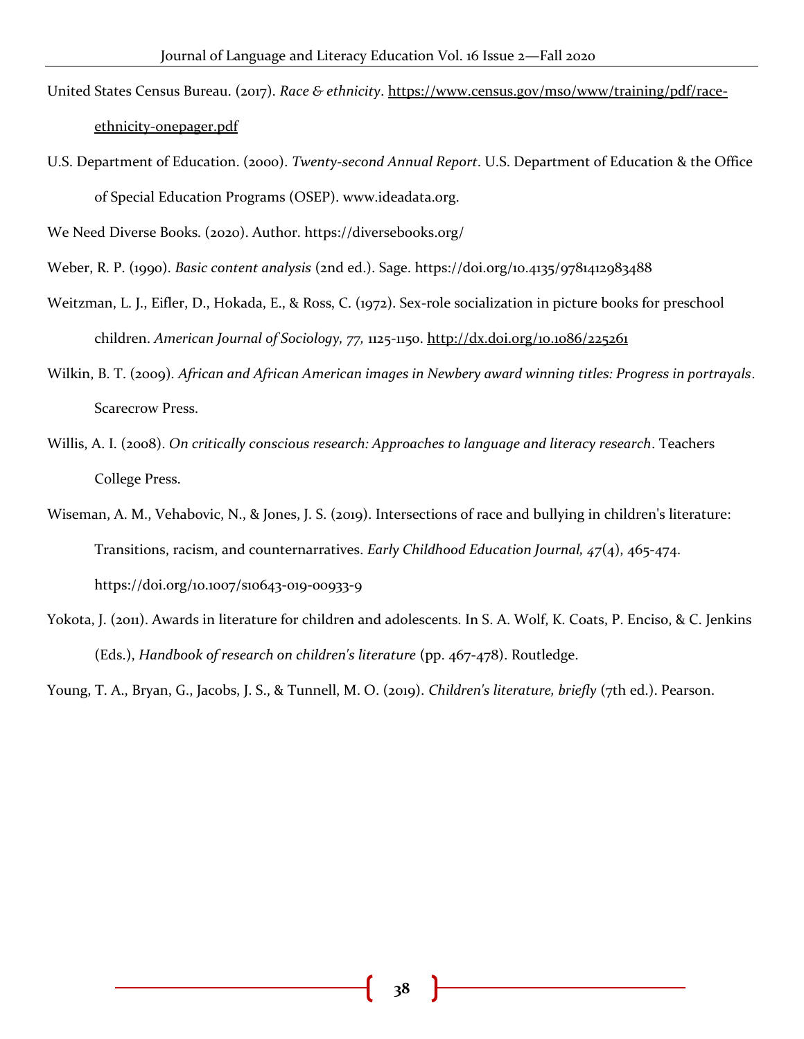United States Census Bureau. (2017). *Race & ethnicity*. https://www.census.gov/mso/www/training/pdf/race-ethnicity-onepager.pdf

U.S. Department of Education. (2000). *Twenty-second Annual Report*. U.S. Department of Education & the Office of Special Education Programs (OSEP). www.ideadata.org.

We Need Diverse Books. (2020). Author. https://diversebooks.org/

Weber, R. P. (1990). *Basic content analysis* (2nd ed.). Sage. https://doi.org/10.4135/9781412983488

Weitzman, L. J., Eifler, D., Hokada, E., & Ross, C. (1972). Sex-role socialization in picture books for preschool children. *American Journal of Sociology, 77,* 1125-1150. http://dx.doi.org/10.1086/225261

Wilkin, B. T. (2009). *African and African American images in Newbery award winning titles: Progress in portrayals*. Scarecrow Press.

Willis, A. I. (2008). *On critically conscious research: Approaches to language and literacy research*. Teachers College Press.

Wiseman, A. M., Vehabovic, N., & Jones, J. S. (2019). Intersections of race and bullying in children's literature: Transitions, racism, and counternarratives. *Early Childhood Education Journal, 47*(4), 465-474. https://doi.org/10.1007/s10643-019-00933-9

Yokota, J. (2011). Awards in literature for children and adolescents. In S. A. Wolf, K. Coats, P. Enciso, & C. Jenkins (Eds.), *Handbook of research on children's literature* (pp. 467-478). Routledge.

Young, T. A., Bryan, G., Jacobs, J. S., & Tunnell, M. O. (2019). *Children's literature, briefly* (7th ed.). Pearson.